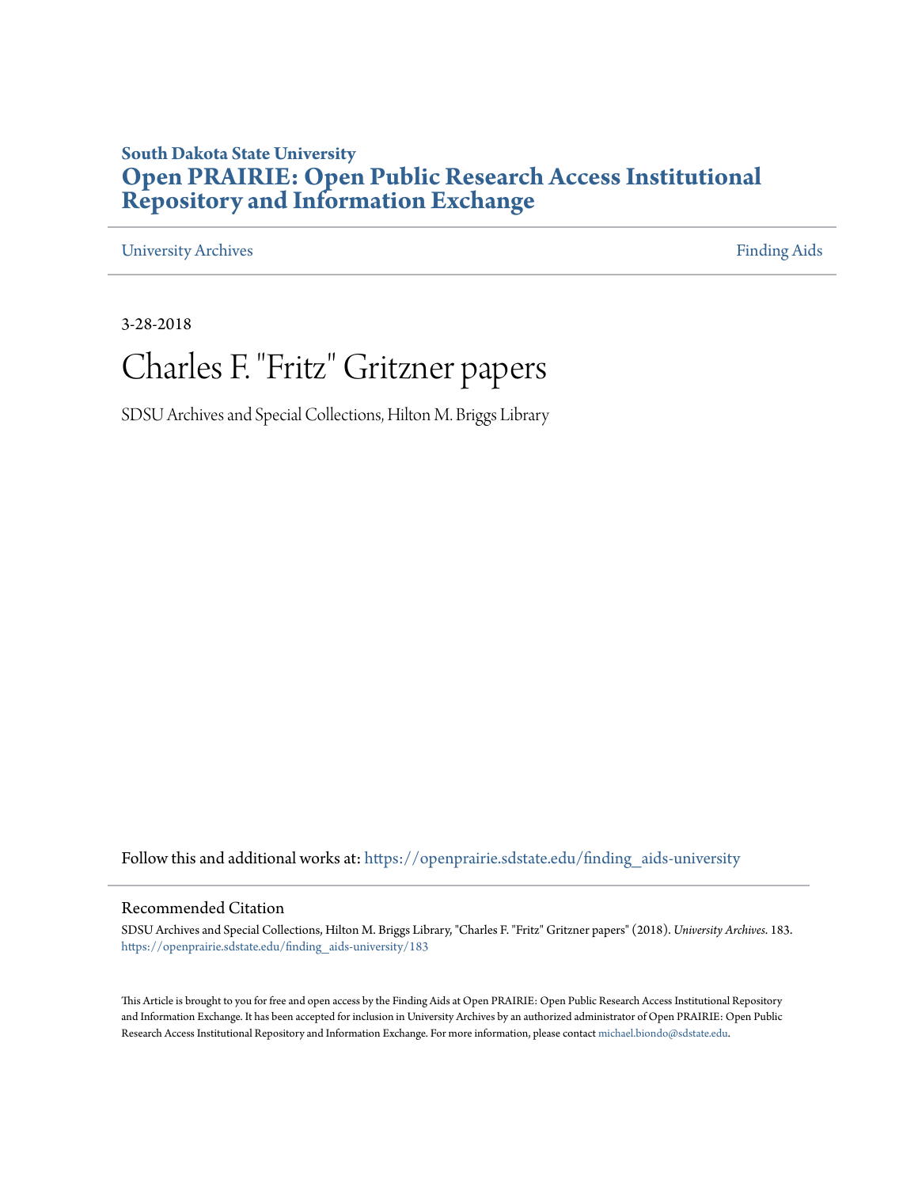**South Dakota State University**

**Open PRAIRIE: Open Public Research Access Institutional Repository and Information Exchange**

University Archives | Finding Aids

3-28-2018

# Charles F. "Fritz" Gritzner papers

SDSU Archives and Special Collections, Hilton M. Briggs Library

Follow this and additional works at: https://openprairie.sdstate.edu/finding_aids-university

## Recommended Citation

SDSU Archives and Special Collections, Hilton M. Briggs Library, "Charles F. "Fritz" Gritzner papers" (2018). *University Archives*. 183.
https://openprairie.sdstate.edu/finding_aids-university/183

This Article is brought to you for free and open access by the Finding Aids at Open PRAIRIE: Open Public Research Access Institutional Repository and Information Exchange. It has been accepted for inclusion in University Archives by an authorized administrator of Open PRAIRIE: Open Public Research Access Institutional Repository and Information Exchange. For more information, please contact michael.biondo@sdstate.edu.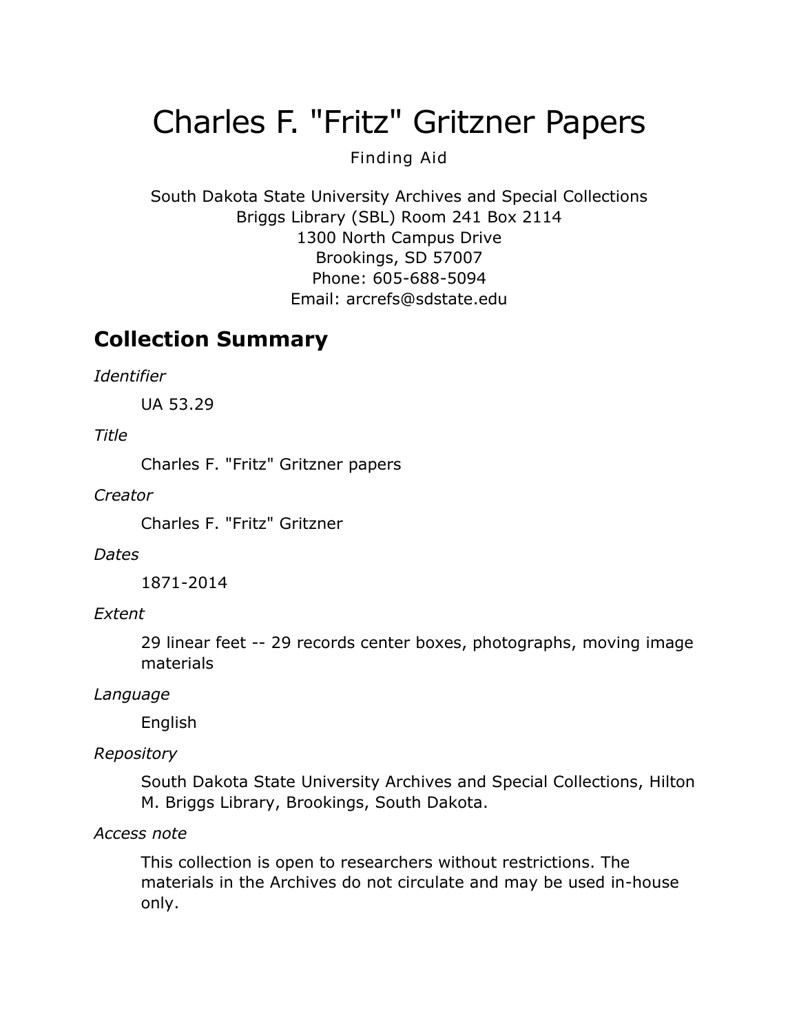# Charles F. "Fritz" Gritzner Papers

Finding Aid

South Dakota State University Archives and Special Collections
Briggs Library (SBL) Room 241 Box 2114
1300 North Campus Drive
Brookings, SD 57007
Phone: 605-688-5094
Email: arcrefs@sdstate.edu

## Collection Summary

*Identifier*

UA 53.29

*Title*

Charles F. "Fritz" Gritzner papers

*Creator*

Charles F. "Fritz" Gritzner

*Dates*

1871-2014

*Extent*

29 linear feet -- 29 records center boxes, photographs, moving image materials

*Language*

English

*Repository*

South Dakota State University Archives and Special Collections, Hilton M. Briggs Library, Brookings, South Dakota.

*Access note*

This collection is open to researchers without restrictions. The materials in the Archives do not circulate and may be used in-house only.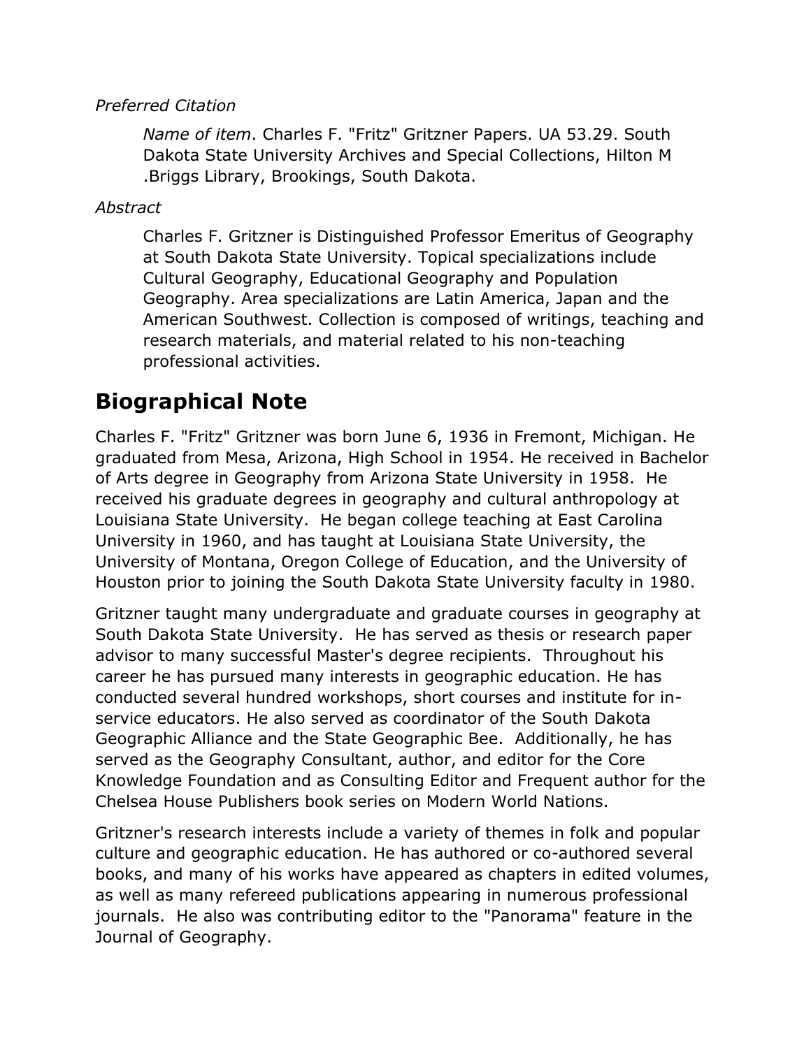*Preferred Citation*

*Name of item*. Charles F. "Fritz" Gritzner Papers. UA 53.29. South Dakota State University Archives and Special Collections, Hilton M .Briggs Library, Brookings, South Dakota.

*Abstract*

Charles F. Gritzner is Distinguished Professor Emeritus of Geography at South Dakota State University. Topical specializations include Cultural Geography, Educational Geography and Population Geography. Area specializations are Latin America, Japan and the American Southwest. Collection is composed of writings, teaching and research materials, and material related to his non-teaching professional activities.

## Biographical Note

Charles F. "Fritz" Gritzner was born June 6, 1936 in Fremont, Michigan. He graduated from Mesa, Arizona, High School in 1954. He received in Bachelor of Arts degree in Geography from Arizona State University in 1958. He received his graduate degrees in geography and cultural anthropology at Louisiana State University. He began college teaching at East Carolina University in 1960, and has taught at Louisiana State University, the University of Montana, Oregon College of Education, and the University of Houston prior to joining the South Dakota State University faculty in 1980.

Gritzner taught many undergraduate and graduate courses in geography at South Dakota State University. He has served as thesis or research paper advisor to many successful Master's degree recipients. Throughout his career he has pursued many interests in geographic education. He has conducted several hundred workshops, short courses and institute for in-service educators. He also served as coordinator of the South Dakota Geographic Alliance and the State Geographic Bee. Additionally, he has served as the Geography Consultant, author, and editor for the Core Knowledge Foundation and as Consulting Editor and Frequent author for the Chelsea House Publishers book series on Modern World Nations.

Gritzner's research interests include a variety of themes in folk and popular culture and geographic education. He has authored or co-authored several books, and many of his works have appeared as chapters in edited volumes, as well as many refereed publications appearing in numerous professional journals. He also was contributing editor to the "Panorama" feature in the Journal of Geography.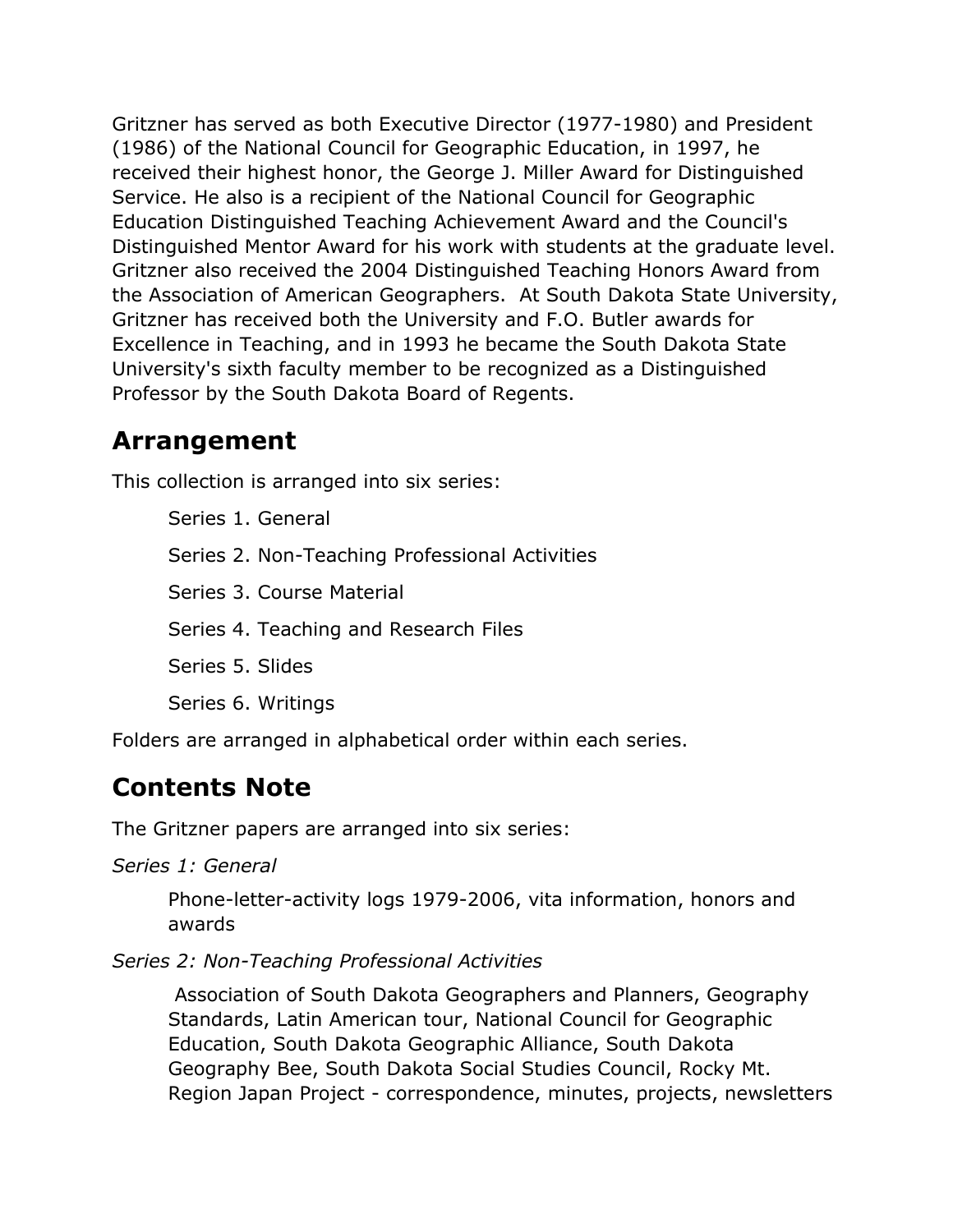Gritzner has served as both Executive Director (1977-1980) and President (1986) of the National Council for Geographic Education, in 1997, he received their highest honor, the George J. Miller Award for Distinguished Service. He also is a recipient of the National Council for Geographic Education Distinguished Teaching Achievement Award and the Council's Distinguished Mentor Award for his work with students at the graduate level. Gritzner also received the 2004 Distinguished Teaching Honors Award from the Association of American Geographers. At South Dakota State University, Gritzner has received both the University and F.O. Butler awards for Excellence in Teaching, and in 1993 he became the South Dakota State University's sixth faculty member to be recognized as a Distinguished Professor by the South Dakota Board of Regents.

## Arrangement

This collection is arranged into six series:

- Series 1. General
- Series 2. Non-Teaching Professional Activities
- Series 3. Course Material
- Series 4. Teaching and Research Files
- Series 5. Slides
- Series 6. Writings

Folders are arranged in alphabetical order within each series.

## Contents Note

The Gritzner papers are arranged into six series:

*Series 1: General*

> Phone-letter-activity logs 1979-2006, vita information, honors and awards

*Series 2: Non-Teaching Professional Activities*

> Association of South Dakota Geographers and Planners, Geography Standards, Latin American tour, National Council for Geographic Education, South Dakota Geographic Alliance, South Dakota Geography Bee, South Dakota Social Studies Council, Rocky Mt. Region Japan Project - correspondence, minutes, projects, newsletters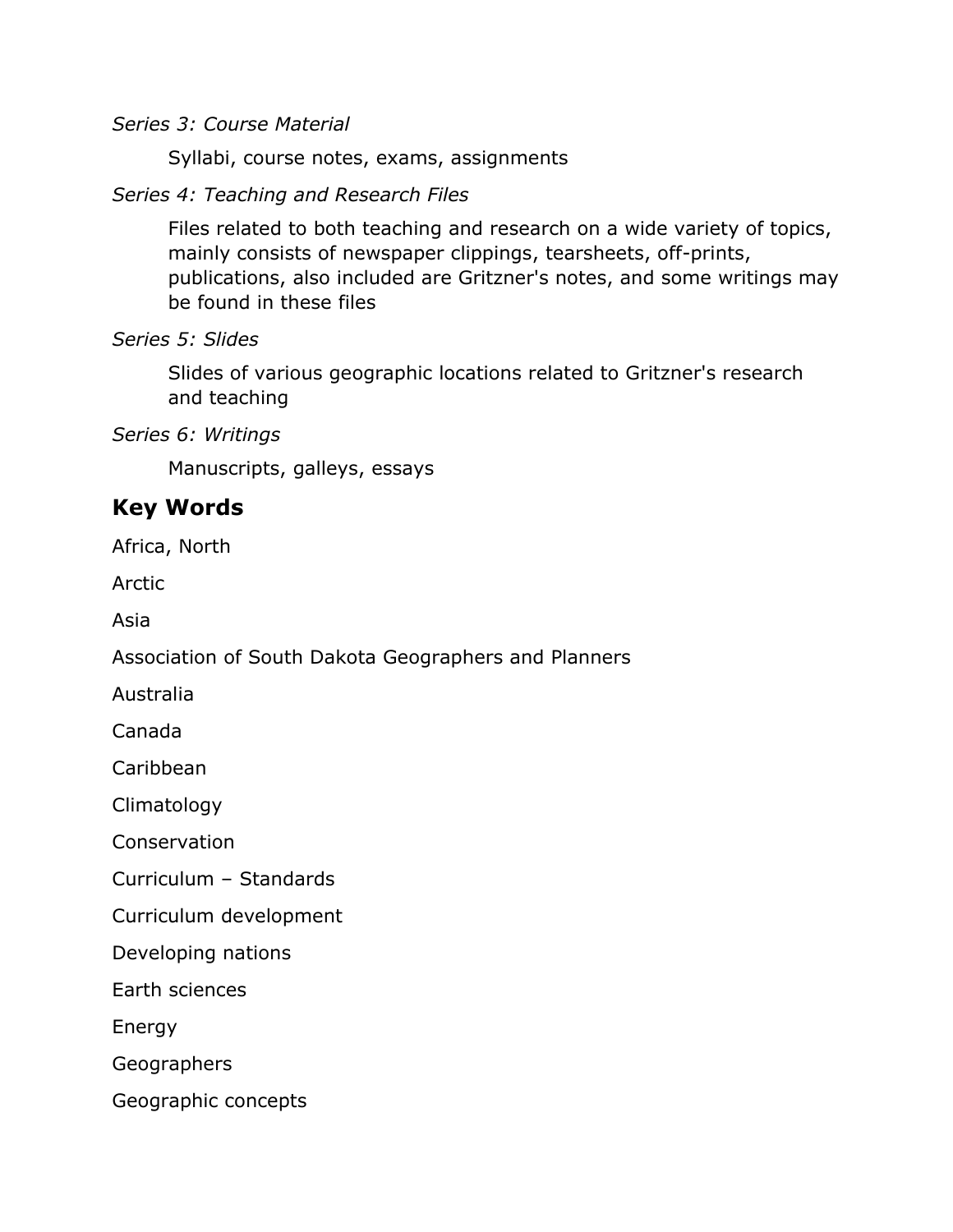*Series 3: Course Material*

> Syllabi, course notes, exams, assignments

*Series 4: Teaching and Research Files*

> Files related to both teaching and research on a wide variety of topics, mainly consists of newspaper clippings, tearsheets, off-prints, publications, also included are Gritzner's notes, and some writings may be found in these files

*Series 5: Slides*

> Slides of various geographic locations related to Gritzner's research and teaching

*Series 6: Writings*

> Manuscripts, galleys, essays

## Key Words

Africa, North

Arctic

Asia

Association of South Dakota Geographers and Planners

Australia

Canada

Caribbean

Climatology

Conservation

Curriculum – Standards

Curriculum development

Developing nations

Earth sciences

Energy

Geographers

Geographic concepts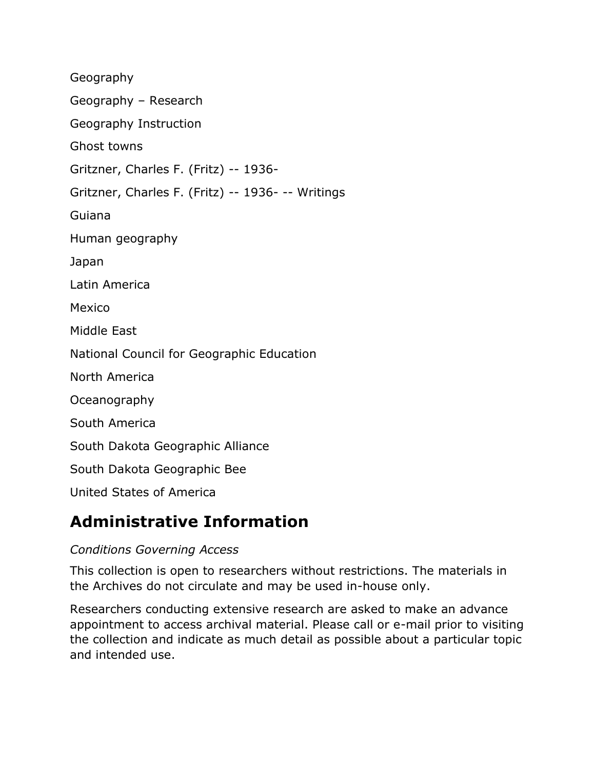Geography

Geography – Research

Geography Instruction

Ghost towns

Gritzner, Charles F. (Fritz) -- 1936-

Gritzner, Charles F. (Fritz) -- 1936- -- Writings

Guiana

Human geography

Japan

Latin America

Mexico

Middle East

National Council for Geographic Education

North America

Oceanography

South America

South Dakota Geographic Alliance

South Dakota Geographic Bee

United States of America

## Administrative Information

*Conditions Governing Access*

This collection is open to researchers without restrictions. The materials in the Archives do not circulate and may be used in-house only.

Researchers conducting extensive research are asked to make an advance appointment to access archival material. Please call or e-mail prior to visiting the collection and indicate as much detail as possible about a particular topic and intended use.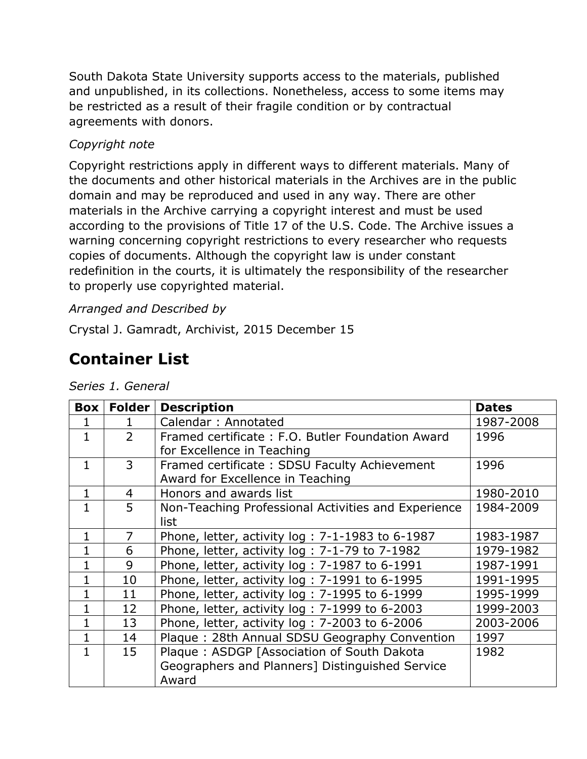South Dakota State University supports access to the materials, published and unpublished, in its collections. Nonetheless, access to some items may be restricted as a result of their fragile condition or by contractual agreements with donors.

*Copyright note*

Copyright restrictions apply in different ways to different materials. Many of the documents and other historical materials in the Archives are in the public domain and may be reproduced and used in any way. There are other materials in the Archive carrying a copyright interest and must be used according to the provisions of Title 17 of the U.S. Code. The Archive issues a warning concerning copyright restrictions to every researcher who requests copies of documents. Although the copyright law is under constant redefinition in the courts, it is ultimately the responsibility of the researcher to properly use copyrighted material.

*Arranged and Described by*

Crystal J. Gamradt, Archivist, 2015 December 15

# Container List

*Series 1. General*

| Box | Folder | Description | Dates |
|---|---|---|---|
| 1 | 1 | Calendar : Annotated | 1987-2008 |
| 1 | 2 | Framed certificate : F.O. Butler Foundation Award for Excellence in Teaching | 1996 |
| 1 | 3 | Framed certificate : SDSU Faculty Achievement Award for Excellence in Teaching | 1996 |
| 1 | 4 | Honors and awards list | 1980-2010 |
| 1 | 5 | Non-Teaching Professional Activities and Experience list | 1984-2009 |
| 1 | 7 | Phone, letter, activity log : 7-1-1983 to 6-1987 | 1983-1987 |
| 1 | 6 | Phone, letter, activity log : 7-1-79 to 7-1982 | 1979-1982 |
| 1 | 9 | Phone, letter, activity log : 7-1987 to 6-1991 | 1987-1991 |
| 1 | 10 | Phone, letter, activity log : 7-1991 to 6-1995 | 1991-1995 |
| 1 | 11 | Phone, letter, activity log : 7-1995 to 6-1999 | 1995-1999 |
| 1 | 12 | Phone, letter, activity log : 7-1999 to 6-2003 | 1999-2003 |
| 1 | 13 | Phone, letter, activity log : 7-2003 to 6-2006 | 2003-2006 |
| 1 | 14 | Plaque : 28th Annual SDSU Geography Convention | 1997 |
| 1 | 15 | Plaque : ASDGP [Association of South Dakota Geographers and Planners] Distinguished Service Award | 1982 |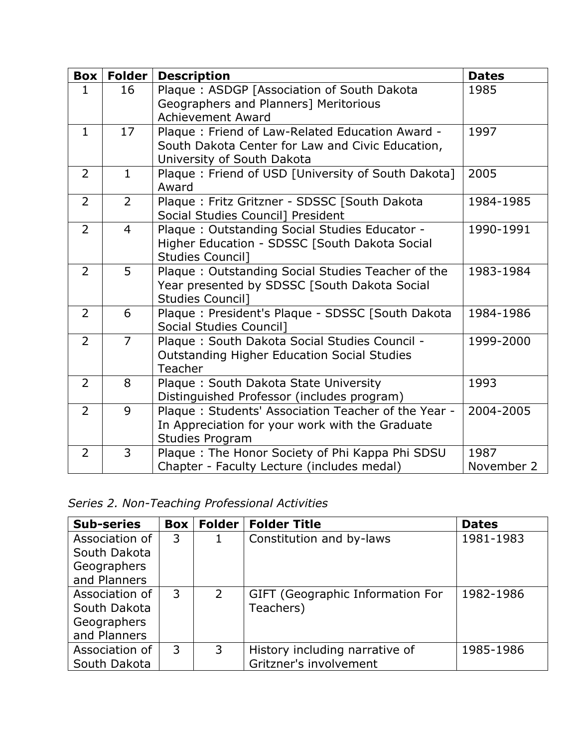| Box | Folder | Description | Dates |
|---|---|---|---|
| 1 | 16 | Plaque : ASDGP [Association of South Dakota Geographers and Planners] Meritorious Achievement Award | 1985 |
| 1 | 17 | Plaque : Friend of Law-Related Education Award - South Dakota Center for Law and Civic Education, University of South Dakota | 1997 |
| 2 | 1 | Plaque : Friend of USD [University of South Dakota] Award | 2005 |
| 2 | 2 | Plaque : Fritz Gritzner - SDSSC [South Dakota Social Studies Council] President | 1984-1985 |
| 2 | 4 | Plaque : Outstanding Social Studies Educator - Higher Education - SDSSC [South Dakota Social Studies Council] | 1990-1991 |
| 2 | 5 | Plaque : Outstanding Social Studies Teacher of the Year presented by SDSSC [South Dakota Social Studies Council] | 1983-1984 |
| 2 | 6 | Plaque : President's Plaque - SDSSC [South Dakota Social Studies Council] | 1984-1986 |
| 2 | 7 | Plaque : South Dakota Social Studies Council - Outstanding Higher Education Social Studies Teacher | 1999-2000 |
| 2 | 8 | Plaque : South Dakota State University Distinguished Professor (includes program) | 1993 |
| 2 | 9 | Plaque : Students' Association Teacher of the Year - In Appreciation for your work with the Graduate Studies Program | 2004-2005 |
| 2 | 3 | Plaque : The Honor Society of Phi Kappa Phi SDSU Chapter - Faculty Lecture (includes medal) | 1987 November 2 |

*Series 2. Non-Teaching Professional Activities*

| Sub-series | Box | Folder | Folder Title | Dates |
|---|---|---|---|---|
| Association of South Dakota Geographers and Planners | 3 | 1 | Constitution and by-laws | 1981-1983 |
| Association of South Dakota Geographers and Planners | 3 | 2 | GIFT (Geographic Information For Teachers) | 1982-1986 |
| Association of South Dakota | 3 | 3 | History including narrative of Gritzner's involvement | 1985-1986 |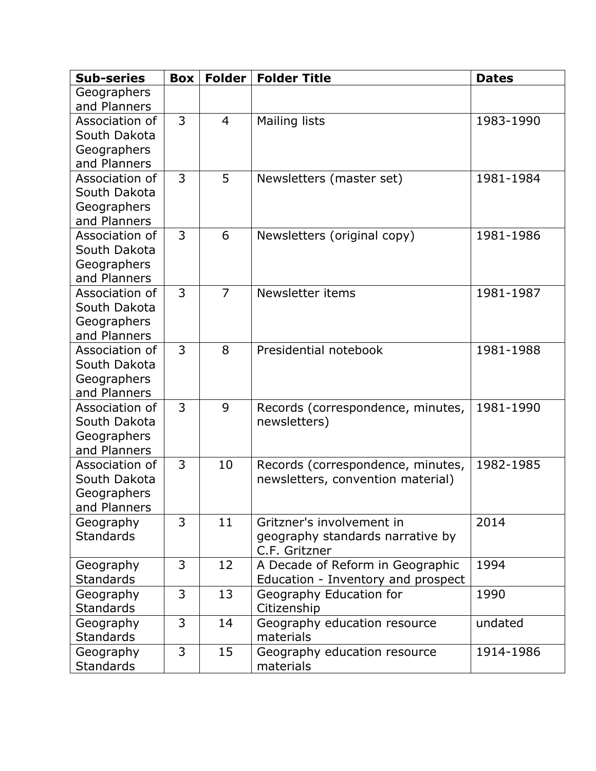| Sub-series | Box | Folder | Folder Title | Dates |
|---|---|---|---|---|
| Geographers and Planners | | | | |
| Association of South Dakota Geographers and Planners | 3 | 4 | Mailing lists | 1983-1990 |
| Association of South Dakota Geographers and Planners | 3 | 5 | Newsletters (master set) | 1981-1984 |
| Association of South Dakota Geographers and Planners | 3 | 6 | Newsletters (original copy) | 1981-1986 |
| Association of South Dakota Geographers and Planners | 3 | 7 | Newsletter items | 1981-1987 |
| Association of South Dakota Geographers and Planners | 3 | 8 | Presidential notebook | 1981-1988 |
| Association of South Dakota Geographers and Planners | 3 | 9 | Records (correspondence, minutes, newsletters) | 1981-1990 |
| Association of South Dakota Geographers and Planners | 3 | 10 | Records (correspondence, minutes, newsletters, convention material) | 1982-1985 |
| Geography Standards | 3 | 11 | Gritzner's involvement in geography standards narrative by C.F. Gritzner | 2014 |
| Geography Standards | 3 | 12 | A Decade of Reform in Geographic Education - Inventory and prospect | 1994 |
| Geography Standards | 3 | 13 | Geography Education for Citizenship | 1990 |
| Geography Standards | 3 | 14 | Geography education resource materials | undated |
| Geography Standards | 3 | 15 | Geography education resource materials | 1914-1986 |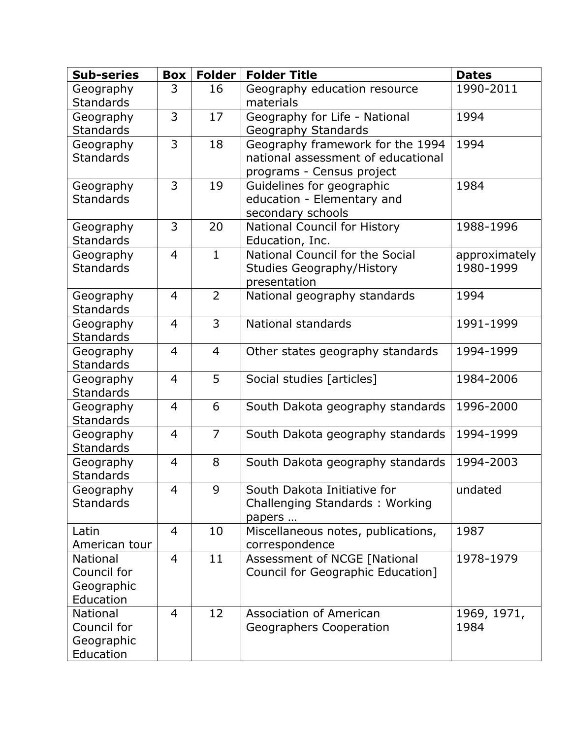| Sub-series | Box | Folder | Folder Title | Dates |
| --- | --- | --- | --- | --- |
| Geography Standards | 3 | 16 | Geography education resource materials | 1990-2011 |
| Geography Standards | 3 | 17 | Geography for Life - National Geography Standards | 1994 |
| Geography Standards | 3 | 18 | Geography framework for the 1994 national assessment of educational programs - Census project | 1994 |
| Geography Standards | 3 | 19 | Guidelines for geographic education - Elementary and secondary schools | 1984 |
| Geography Standards | 3 | 20 | National Council for History Education, Inc. | 1988-1996 |
| Geography Standards | 4 | 1 | National Council for the Social Studies Geography/History presentation | approximately 1980-1999 |
| Geography Standards | 4 | 2 | National geography standards | 1994 |
| Geography Standards | 4 | 3 | National standards | 1991-1999 |
| Geography Standards | 4 | 4 | Other states geography standards | 1994-1999 |
| Geography Standards | 4 | 5 | Social studies [articles] | 1984-2006 |
| Geography Standards | 4 | 6 | South Dakota geography standards | 1996-2000 |
| Geography Standards | 4 | 7 | South Dakota geography standards | 1994-1999 |
| Geography Standards | 4 | 8 | South Dakota geography standards | 1994-2003 |
| Geography Standards | 4 | 9 | South Dakota Initiative for Challenging Standards : Working papers … | undated |
| Latin American tour | 4 | 10 | Miscellaneous notes, publications, correspondence | 1987 |
| National Council for Geographic Education | 4 | 11 | Assessment of NCGE [National Council for Geographic Education] | 1978-1979 |
| National Council for Geographic Education | 4 | 12 | Association of American Geographers Cooperation | 1969, 1971, 1984 |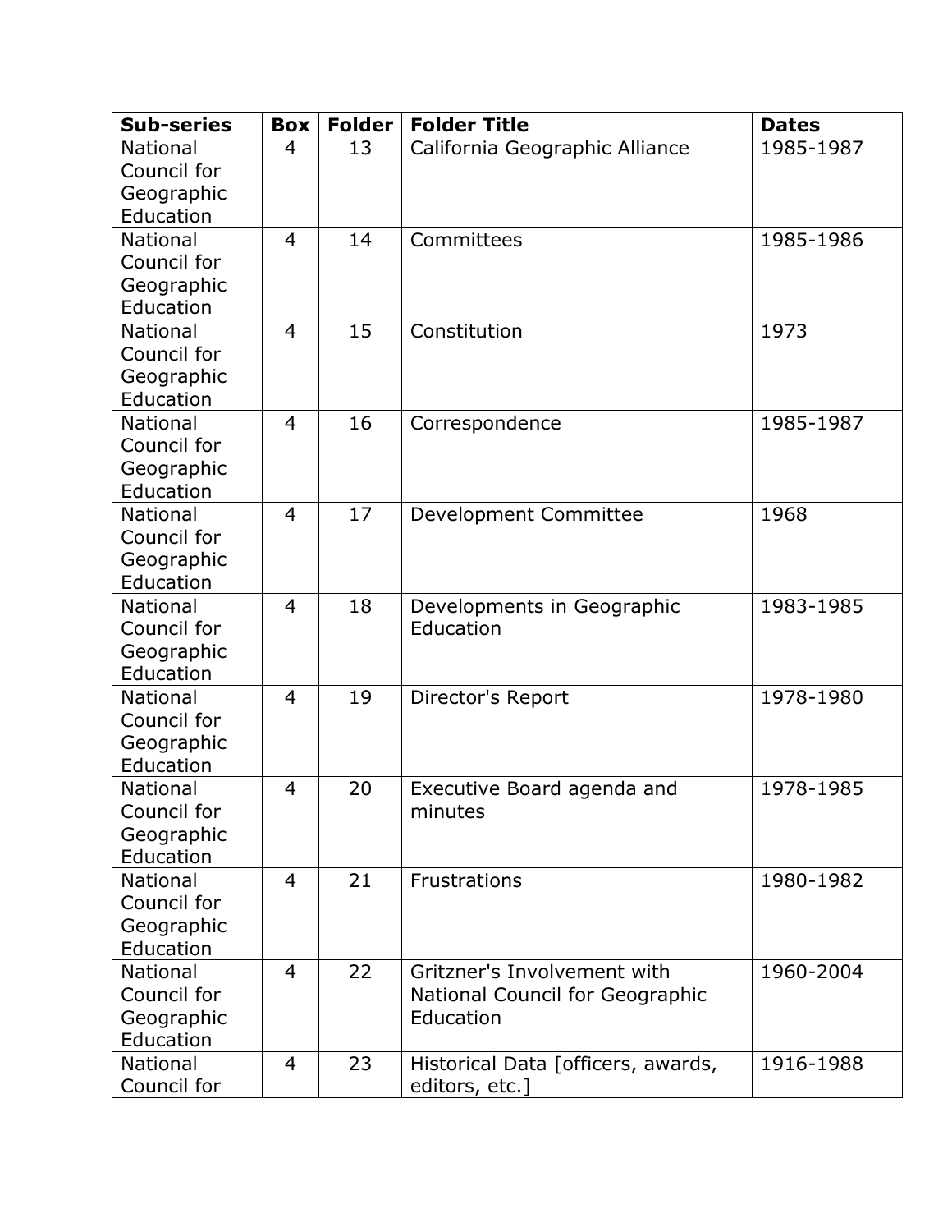| Sub-series | Box | Folder | Folder Title | Dates |
| --- | --- | --- | --- | --- |
| National Council for Geographic Education | 4 | 13 | California Geographic Alliance | 1985-1987 |
| National Council for Geographic Education | 4 | 14 | Committees | 1985-1986 |
| National Council for Geographic Education | 4 | 15 | Constitution | 1973 |
| National Council for Geographic Education | 4 | 16 | Correspondence | 1985-1987 |
| National Council for Geographic Education | 4 | 17 | Development Committee | 1968 |
| National Council for Geographic Education | 4 | 18 | Developments in Geographic Education | 1983-1985 |
| National Council for Geographic Education | 4 | 19 | Director's Report | 1978-1980 |
| National Council for Geographic Education | 4 | 20 | Executive Board agenda and minutes | 1978-1985 |
| National Council for Geographic Education | 4 | 21 | Frustrations | 1980-1982 |
| National Council for Geographic Education | 4 | 22 | Gritzner's Involvement with National Council for Geographic Education | 1960-2004 |
| National Council for | 4 | 23 | Historical Data [officers, awards, editors, etc.] | 1916-1988 |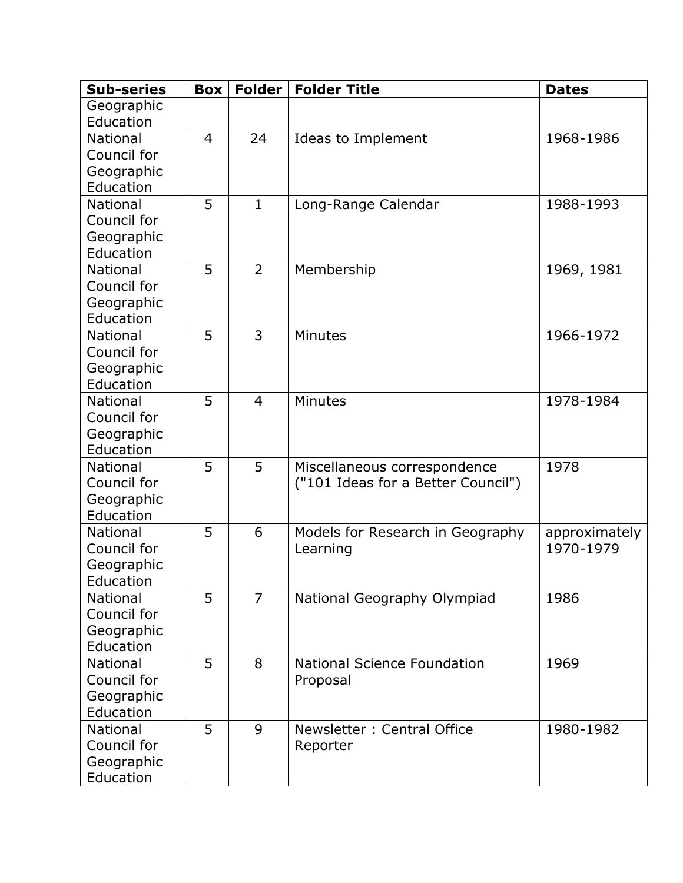| Sub-series | Box | Folder | Folder Title | Dates |
|---|---|---|---|---|
| Geographic Education | | | | |
| National Council for Geographic Education | 4 | 24 | Ideas to Implement | 1968-1986 |
| National Council for Geographic Education | 5 | 1 | Long-Range Calendar | 1988-1993 |
| National Council for Geographic Education | 5 | 2 | Membership | 1969, 1981 |
| National Council for Geographic Education | 5 | 3 | Minutes | 1966-1972 |
| National Council for Geographic Education | 5 | 4 | Minutes | 1978-1984 |
| National Council for Geographic Education | 5 | 5 | Miscellaneous correspondence ("101 Ideas for a Better Council") | 1978 |
| National Council for Geographic Education | 5 | 6 | Models for Research in Geography Learning | approximately 1970-1979 |
| National Council for Geographic Education | 5 | 7 | National Geography Olympiad | 1986 |
| National Council for Geographic Education | 5 | 8 | National Science Foundation Proposal | 1969 |
| National Council for Geographic Education | 5 | 9 | Newsletter : Central Office Reporter | 1980-1982 |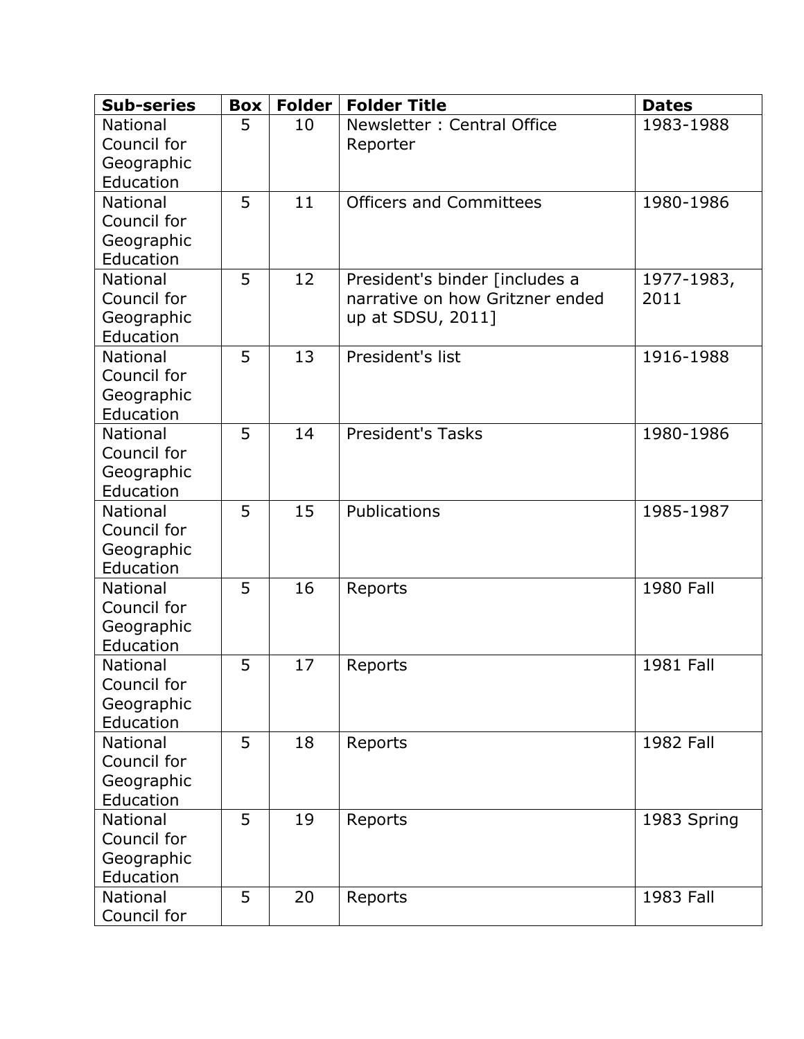| Sub-series | Box | Folder | Folder Title | Dates |
|---|---|---|---|---|
| National Council for Geographic Education | 5 | 10 | Newsletter : Central Office Reporter | 1983-1988 |
| National Council for Geographic Education | 5 | 11 | Officers and Committees | 1980-1986 |
| National Council for Geographic Education | 5 | 12 | President's binder [includes a narrative on how Gritzner ended up at SDSU, 2011] | 1977-1983, 2011 |
| National Council for Geographic Education | 5 | 13 | President's list | 1916-1988 |
| National Council for Geographic Education | 5 | 14 | President's Tasks | 1980-1986 |
| National Council for Geographic Education | 5 | 15 | Publications | 1985-1987 |
| National Council for Geographic Education | 5 | 16 | Reports | 1980 Fall |
| National Council for Geographic Education | 5 | 17 | Reports | 1981 Fall |
| National Council for Geographic Education | 5 | 18 | Reports | 1982 Fall |
| National Council for Geographic Education | 5 | 19 | Reports | 1983 Spring |
| National Council for | 5 | 20 | Reports | 1983 Fall |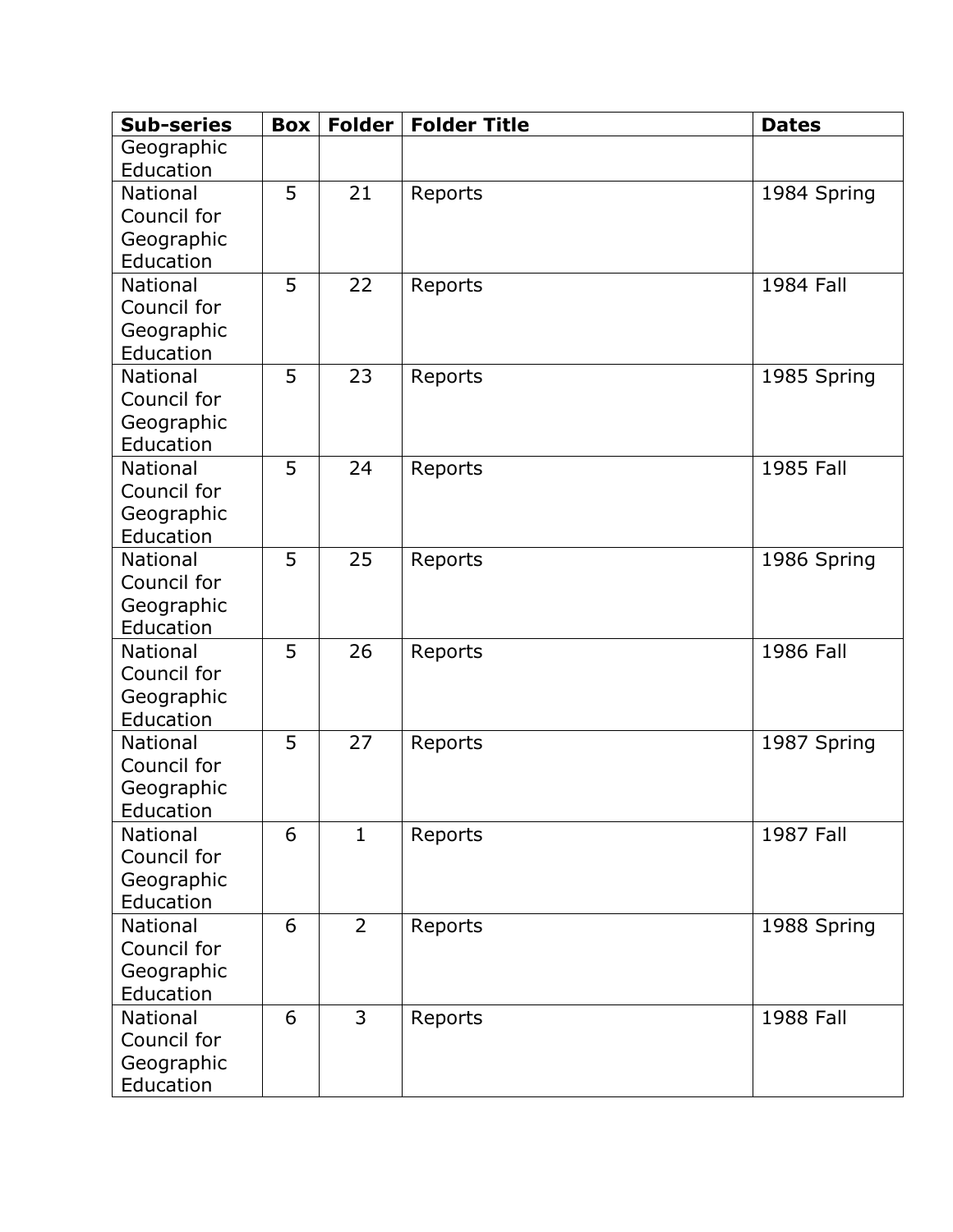| Sub-series | Box | Folder | Folder Title | Dates |
|---|---|---|---|---|
| Geographic Education | | | | |
| National Council for Geographic Education | 5 | 21 | Reports | 1984 Spring |
| National Council for Geographic Education | 5 | 22 | Reports | 1984 Fall |
| National Council for Geographic Education | 5 | 23 | Reports | 1985 Spring |
| National Council for Geographic Education | 5 | 24 | Reports | 1985 Fall |
| National Council for Geographic Education | 5 | 25 | Reports | 1986 Spring |
| National Council for Geographic Education | 5 | 26 | Reports | 1986 Fall |
| National Council for Geographic Education | 5 | 27 | Reports | 1987 Spring |
| National Council for Geographic Education | 6 | 1 | Reports | 1987 Fall |
| National Council for Geographic Education | 6 | 2 | Reports | 1988 Spring |
| National Council for Geographic Education | 6 | 3 | Reports | 1988 Fall |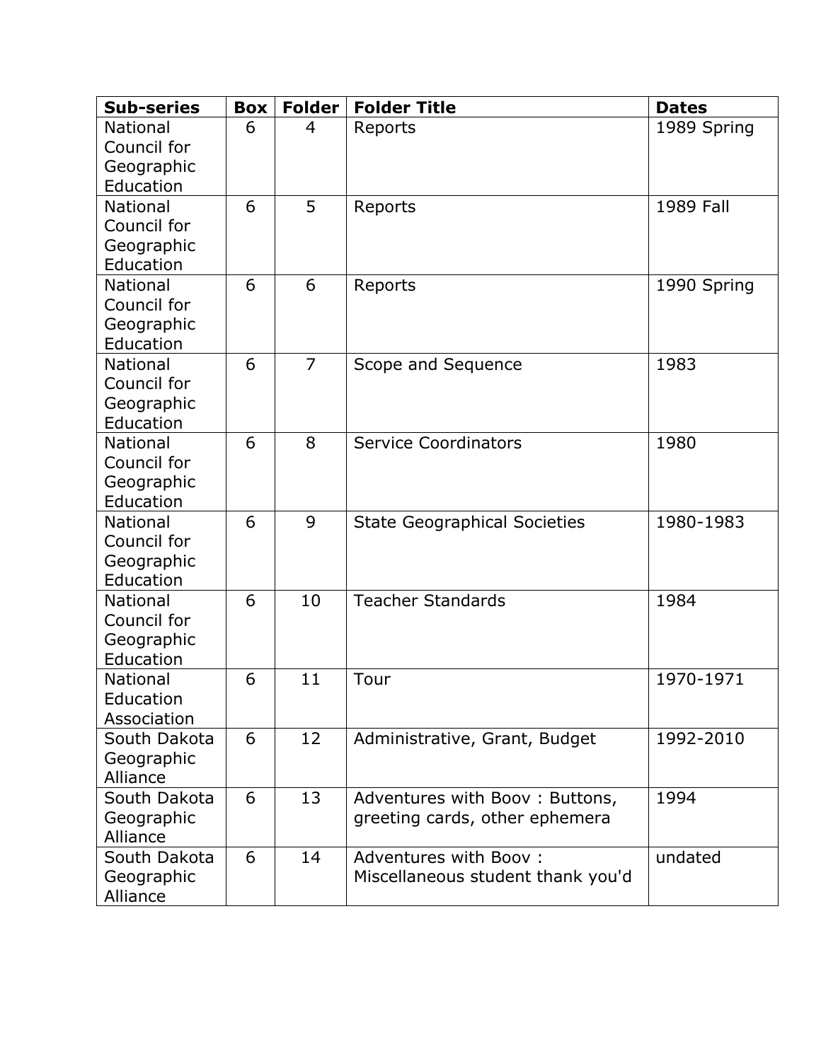| Sub-series | Box | Folder | Folder Title | Dates |
|---|---|---|---|---|
| National Council for Geographic Education | 6 | 4 | Reports | 1989 Spring |
| National Council for Geographic Education | 6 | 5 | Reports | 1989 Fall |
| National Council for Geographic Education | 6 | 6 | Reports | 1990 Spring |
| National Council for Geographic Education | 6 | 7 | Scope and Sequence | 1983 |
| National Council for Geographic Education | 6 | 8 | Service Coordinators | 1980 |
| National Council for Geographic Education | 6 | 9 | State Geographical Societies | 1980-1983 |
| National Council for Geographic Education | 6 | 10 | Teacher Standards | 1984 |
| National Education Association | 6 | 11 | Tour | 1970-1971 |
| South Dakota Geographic Alliance | 6 | 12 | Administrative, Grant, Budget | 1992-2010 |
| South Dakota Geographic Alliance | 6 | 13 | Adventures with Boov : Buttons, greeting cards, other ephemera | 1994 |
| South Dakota Geographic Alliance | 6 | 14 | Adventures with Boov : Miscellaneous student thank you'd | undated |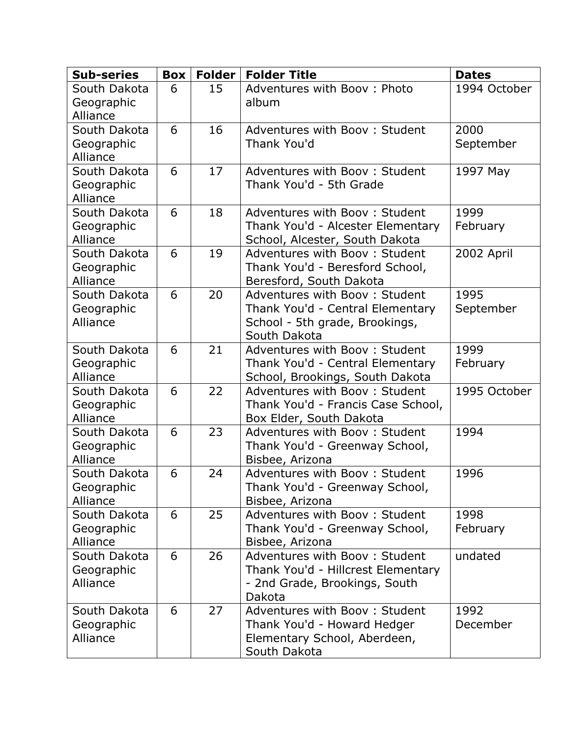| Sub-series | Box | Folder | Folder Title | Dates |
| --- | --- | --- | --- | --- |
| South Dakota Geographic Alliance | 6 | 15 | Adventures with Boov : Photo album | 1994 October |
| South Dakota Geographic Alliance | 6 | 16 | Adventures with Boov : Student Thank You'd | 2000 September |
| South Dakota Geographic Alliance | 6 | 17 | Adventures with Boov : Student Thank You'd - 5th Grade | 1997 May |
| South Dakota Geographic Alliance | 6 | 18 | Adventures with Boov : Student Thank You'd - Alcester Elementary School, Alcester, South Dakota | 1999 February |
| South Dakota Geographic Alliance | 6 | 19 | Adventures with Boov : Student Thank You'd - Beresford School, Beresford, South Dakota | 2002 April |
| South Dakota Geographic Alliance | 6 | 20 | Adventures with Boov : Student Thank You'd - Central Elementary School - 5th grade, Brookings, South Dakota | 1995 September |
| South Dakota Geographic Alliance | 6 | 21 | Adventures with Boov : Student Thank You'd - Central Elementary School, Brookings, South Dakota | 1999 February |
| South Dakota Geographic Alliance | 6 | 22 | Adventures with Boov : Student Thank You'd - Francis Case School, Box Elder, South Dakota | 1995 October |
| South Dakota Geographic Alliance | 6 | 23 | Adventures with Boov : Student Thank You'd - Greenway School, Bisbee, Arizona | 1994 |
| South Dakota Geographic Alliance | 6 | 24 | Adventures with Boov : Student Thank You'd - Greenway School, Bisbee, Arizona | 1996 |
| South Dakota Geographic Alliance | 6 | 25 | Adventures with Boov : Student Thank You'd - Greenway School, Bisbee, Arizona | 1998 February |
| South Dakota Geographic Alliance | 6 | 26 | Adventures with Boov : Student Thank You'd - Hillcrest Elementary - 2nd Grade, Brookings, South Dakota | undated |
| South Dakota Geographic Alliance | 6 | 27 | Adventures with Boov : Student Thank You'd - Howard Hedger Elementary School, Aberdeen, South Dakota | 1992 December |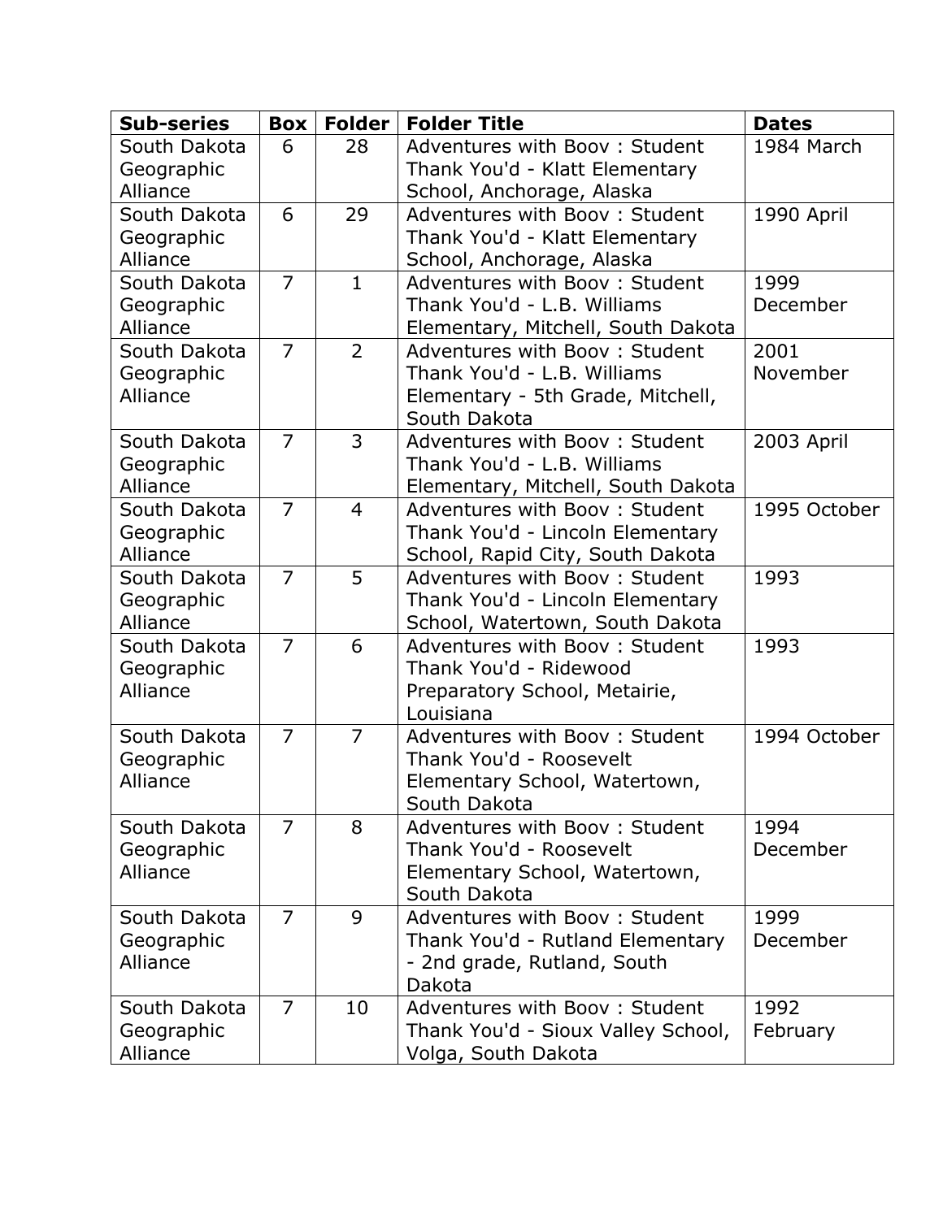| Sub-series | Box | Folder | Folder Title | Dates |
|---|---|---|---|---|
| South Dakota Geographic Alliance | 6 | 28 | Adventures with Boov : Student Thank You'd - Klatt Elementary School, Anchorage, Alaska | 1984 March |
| South Dakota Geographic Alliance | 6 | 29 | Adventures with Boov : Student Thank You'd - Klatt Elementary School, Anchorage, Alaska | 1990 April |
| South Dakota Geographic Alliance | 7 | 1 | Adventures with Boov : Student Thank You'd - L.B. Williams Elementary, Mitchell, South Dakota | 1999 December |
| South Dakota Geographic Alliance | 7 | 2 | Adventures with Boov : Student Thank You'd - L.B. Williams Elementary - 5th Grade, Mitchell, South Dakota | 2001 November |
| South Dakota Geographic Alliance | 7 | 3 | Adventures with Boov : Student Thank You'd - L.B. Williams Elementary, Mitchell, South Dakota | 2003 April |
| South Dakota Geographic Alliance | 7 | 4 | Adventures with Boov : Student Thank You'd - Lincoln Elementary School, Rapid City, South Dakota | 1995 October |
| South Dakota Geographic Alliance | 7 | 5 | Adventures with Boov : Student Thank You'd - Lincoln Elementary School, Watertown, South Dakota | 1993 |
| South Dakota Geographic Alliance | 7 | 6 | Adventures with Boov : Student Thank You'd - Ridewood Preparatory School, Metairie, Louisiana | 1993 |
| South Dakota Geographic Alliance | 7 | 7 | Adventures with Boov : Student Thank You'd - Roosevelt Elementary School, Watertown, South Dakota | 1994 October |
| South Dakota Geographic Alliance | 7 | 8 | Adventures with Boov : Student Thank You'd - Roosevelt Elementary School, Watertown, South Dakota | 1994 December |
| South Dakota Geographic Alliance | 7 | 9 | Adventures with Boov : Student Thank You'd - Rutland Elementary - 2nd grade, Rutland, South Dakota | 1999 December |
| South Dakota Geographic Alliance | 7 | 10 | Adventures with Boov : Student Thank You'd - Sioux Valley School, Volga, South Dakota | 1992 February |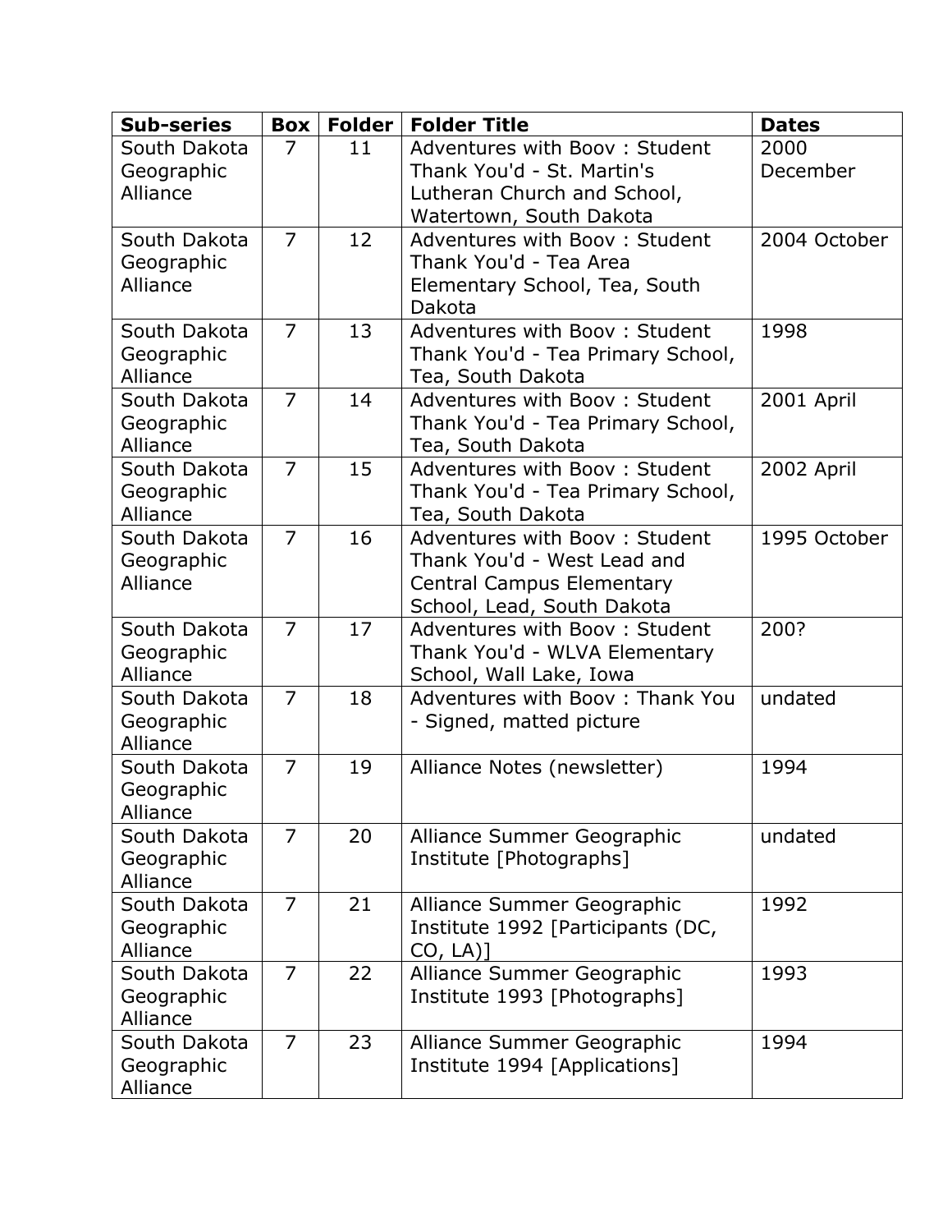| Sub-series | Box | Folder | Folder Title | Dates |
|---|---|---|---|---|
| South Dakota Geographic Alliance | 7 | 11 | Adventures with Boov : Student Thank You'd - St. Martin's Lutheran Church and School, Watertown, South Dakota | 2000 December |
| South Dakota Geographic Alliance | 7 | 12 | Adventures with Boov : Student Thank You'd - Tea Area Elementary School, Tea, South Dakota | 2004 October |
| South Dakota Geographic Alliance | 7 | 13 | Adventures with Boov : Student Thank You'd - Tea Primary School, Tea, South Dakota | 1998 |
| South Dakota Geographic Alliance | 7 | 14 | Adventures with Boov : Student Thank You'd - Tea Primary School, Tea, South Dakota | 2001 April |
| South Dakota Geographic Alliance | 7 | 15 | Adventures with Boov : Student Thank You'd - Tea Primary School, Tea, South Dakota | 2002 April |
| South Dakota Geographic Alliance | 7 | 16 | Adventures with Boov : Student Thank You'd - West Lead and Central Campus Elementary School, Lead, South Dakota | 1995 October |
| South Dakota Geographic Alliance | 7 | 17 | Adventures with Boov : Student Thank You'd - WLVA Elementary School, Wall Lake, Iowa | 200? |
| South Dakota Geographic Alliance | 7 | 18 | Adventures with Boov : Thank You - Signed, matted picture | undated |
| South Dakota Geographic Alliance | 7 | 19 | Alliance Notes (newsletter) | 1994 |
| South Dakota Geographic Alliance | 7 | 20 | Alliance Summer Geographic Institute [Photographs] | undated |
| South Dakota Geographic Alliance | 7 | 21 | Alliance Summer Geographic Institute 1992 [Participants (DC, CO, LA)] | 1992 |
| South Dakota Geographic Alliance | 7 | 22 | Alliance Summer Geographic Institute 1993 [Photographs] | 1993 |
| South Dakota Geographic Alliance | 7 | 23 | Alliance Summer Geographic Institute 1994 [Applications] | 1994 |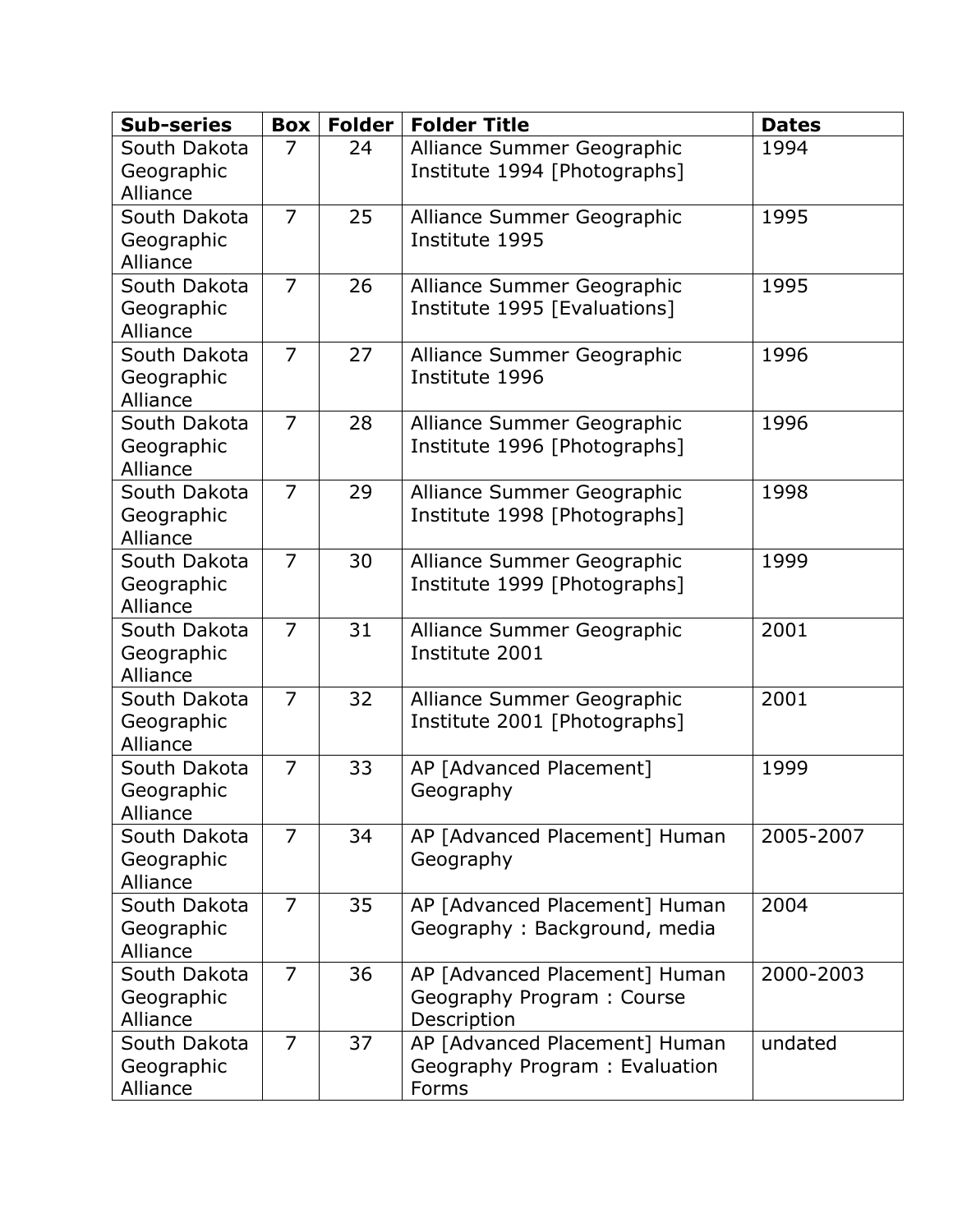| Sub-series | Box | Folder | Folder Title | Dates |
|---|---|---|---|---|
| South Dakota Geographic Alliance | 7 | 24 | Alliance Summer Geographic Institute 1994 [Photographs] | 1994 |
| South Dakota Geographic Alliance | 7 | 25 | Alliance Summer Geographic Institute 1995 | 1995 |
| South Dakota Geographic Alliance | 7 | 26 | Alliance Summer Geographic Institute 1995 [Evaluations] | 1995 |
| South Dakota Geographic Alliance | 7 | 27 | Alliance Summer Geographic Institute 1996 | 1996 |
| South Dakota Geographic Alliance | 7 | 28 | Alliance Summer Geographic Institute 1996 [Photographs] | 1996 |
| South Dakota Geographic Alliance | 7 | 29 | Alliance Summer Geographic Institute 1998 [Photographs] | 1998 |
| South Dakota Geographic Alliance | 7 | 30 | Alliance Summer Geographic Institute 1999 [Photographs] | 1999 |
| South Dakota Geographic Alliance | 7 | 31 | Alliance Summer Geographic Institute 2001 | 2001 |
| South Dakota Geographic Alliance | 7 | 32 | Alliance Summer Geographic Institute 2001 [Photographs] | 2001 |
| South Dakota Geographic Alliance | 7 | 33 | AP [Advanced Placement] Geography | 1999 |
| South Dakota Geographic Alliance | 7 | 34 | AP [Advanced Placement] Human Geography | 2005-2007 |
| South Dakota Geographic Alliance | 7 | 35 | AP [Advanced Placement] Human Geography : Background, media | 2004 |
| South Dakota Geographic Alliance | 7 | 36 | AP [Advanced Placement] Human Geography Program : Course Description | 2000-2003 |
| South Dakota Geographic Alliance | 7 | 37 | AP [Advanced Placement] Human Geography Program : Evaluation Forms | undated |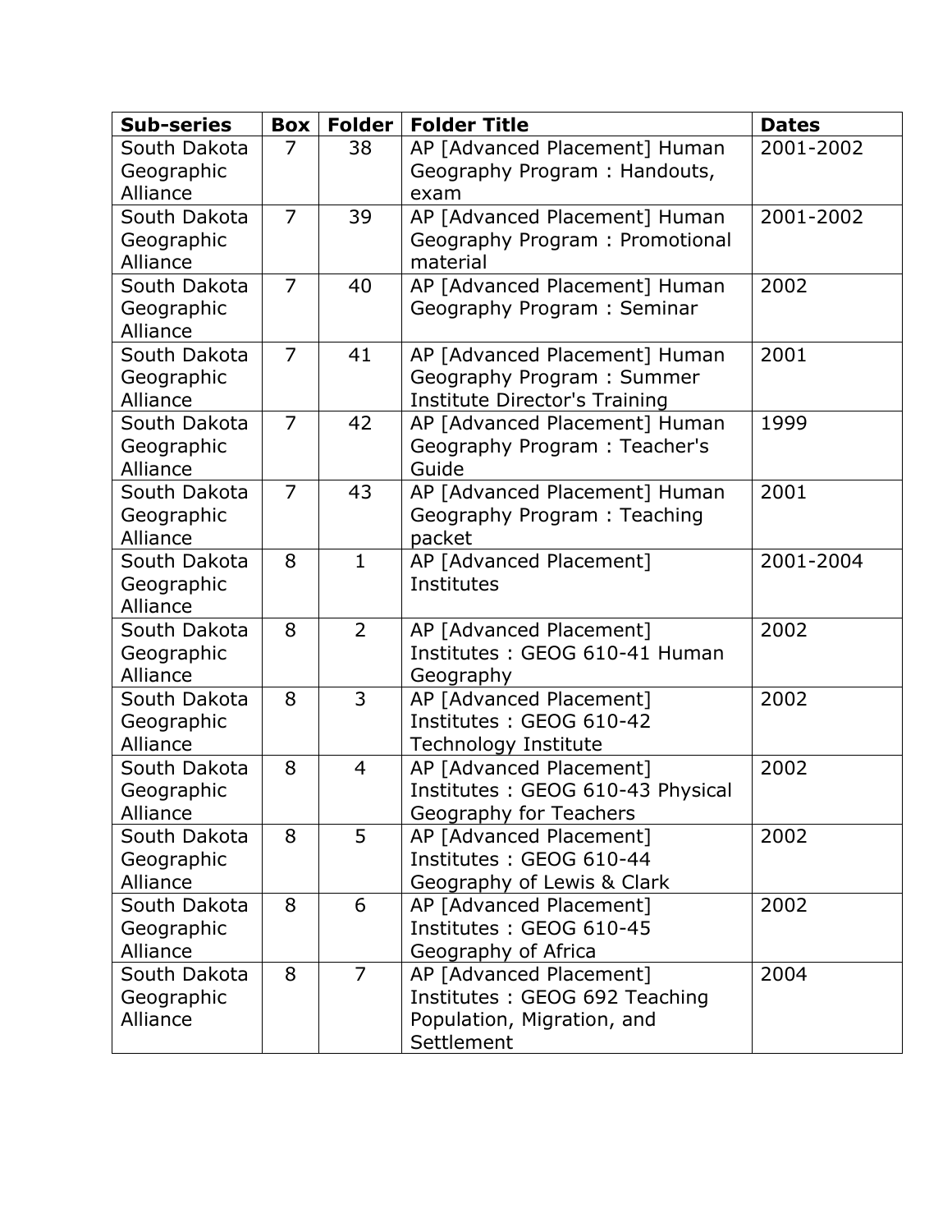| Sub-series | Box | Folder | Folder Title | Dates |
| --- | --- | --- | --- | --- |
| South Dakota Geographic Alliance | 7 | 38 | AP [Advanced Placement] Human Geography Program : Handouts, exam | 2001-2002 |
| South Dakota Geographic Alliance | 7 | 39 | AP [Advanced Placement] Human Geography Program : Promotional material | 2001-2002 |
| South Dakota Geographic Alliance | 7 | 40 | AP [Advanced Placement] Human Geography Program : Seminar | 2002 |
| South Dakota Geographic Alliance | 7 | 41 | AP [Advanced Placement] Human Geography Program : Summer Institute Director's Training | 2001 |
| South Dakota Geographic Alliance | 7 | 42 | AP [Advanced Placement] Human Geography Program : Teacher's Guide | 1999 |
| South Dakota Geographic Alliance | 7 | 43 | AP [Advanced Placement] Human Geography Program : Teaching packet | 2001 |
| South Dakota Geographic Alliance | 8 | 1 | AP [Advanced Placement] Institutes | 2001-2004 |
| South Dakota Geographic Alliance | 8 | 2 | AP [Advanced Placement] Institutes : GEOG 610-41 Human Geography | 2002 |
| South Dakota Geographic Alliance | 8 | 3 | AP [Advanced Placement] Institutes : GEOG 610-42 Technology Institute | 2002 |
| South Dakota Geographic Alliance | 8 | 4 | AP [Advanced Placement] Institutes : GEOG 610-43 Physical Geography for Teachers | 2002 |
| South Dakota Geographic Alliance | 8 | 5 | AP [Advanced Placement] Institutes : GEOG 610-44 Geography of Lewis & Clark | 2002 |
| South Dakota Geographic Alliance | 8 | 6 | AP [Advanced Placement] Institutes : GEOG 610-45 Geography of Africa | 2002 |
| South Dakota Geographic Alliance | 8 | 7 | AP [Advanced Placement] Institutes : GEOG 692 Teaching Population, Migration, and Settlement | 2004 |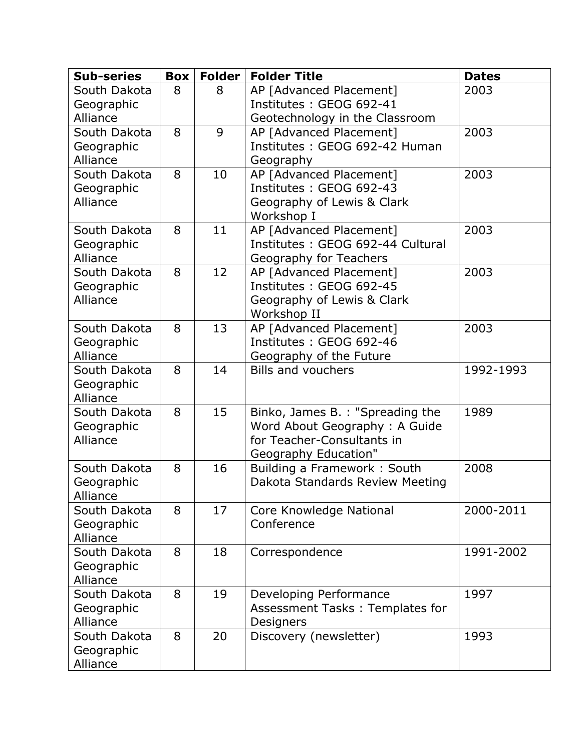| Sub-series | Box | Folder | Folder Title | Dates |
|---|---|---|---|---|
| South Dakota Geographic Alliance | 8 | 8 | AP [Advanced Placement] Institutes : GEOG 692-41 Geotechnology in the Classroom | 2003 |
| South Dakota Geographic Alliance | 8 | 9 | AP [Advanced Placement] Institutes : GEOG 692-42 Human Geography | 2003 |
| South Dakota Geographic Alliance | 8 | 10 | AP [Advanced Placement] Institutes : GEOG 692-43 Geography of Lewis & Clark Workshop I | 2003 |
| South Dakota Geographic Alliance | 8 | 11 | AP [Advanced Placement] Institutes : GEOG 692-44 Cultural Geography for Teachers | 2003 |
| South Dakota Geographic Alliance | 8 | 12 | AP [Advanced Placement] Institutes : GEOG 692-45 Geography of Lewis & Clark Workshop II | 2003 |
| South Dakota Geographic Alliance | 8 | 13 | AP [Advanced Placement] Institutes : GEOG 692-46 Geography of the Future | 2003 |
| South Dakota Geographic Alliance | 8 | 14 | Bills and vouchers | 1992-1993 |
| South Dakota Geographic Alliance | 8 | 15 | Binko, James B. : "Spreading the Word About Geography : A Guide for Teacher-Consultants in Geography Education" | 1989 |
| South Dakota Geographic Alliance | 8 | 16 | Building a Framework : South Dakota Standards Review Meeting | 2008 |
| South Dakota Geographic Alliance | 8 | 17 | Core Knowledge National Conference | 2000-2011 |
| South Dakota Geographic Alliance | 8 | 18 | Correspondence | 1991-2002 |
| South Dakota Geographic Alliance | 8 | 19 | Developing Performance Assessment Tasks : Templates for Designers | 1997 |
| South Dakota Geographic Alliance | 8 | 20 | Discovery (newsletter) | 1993 |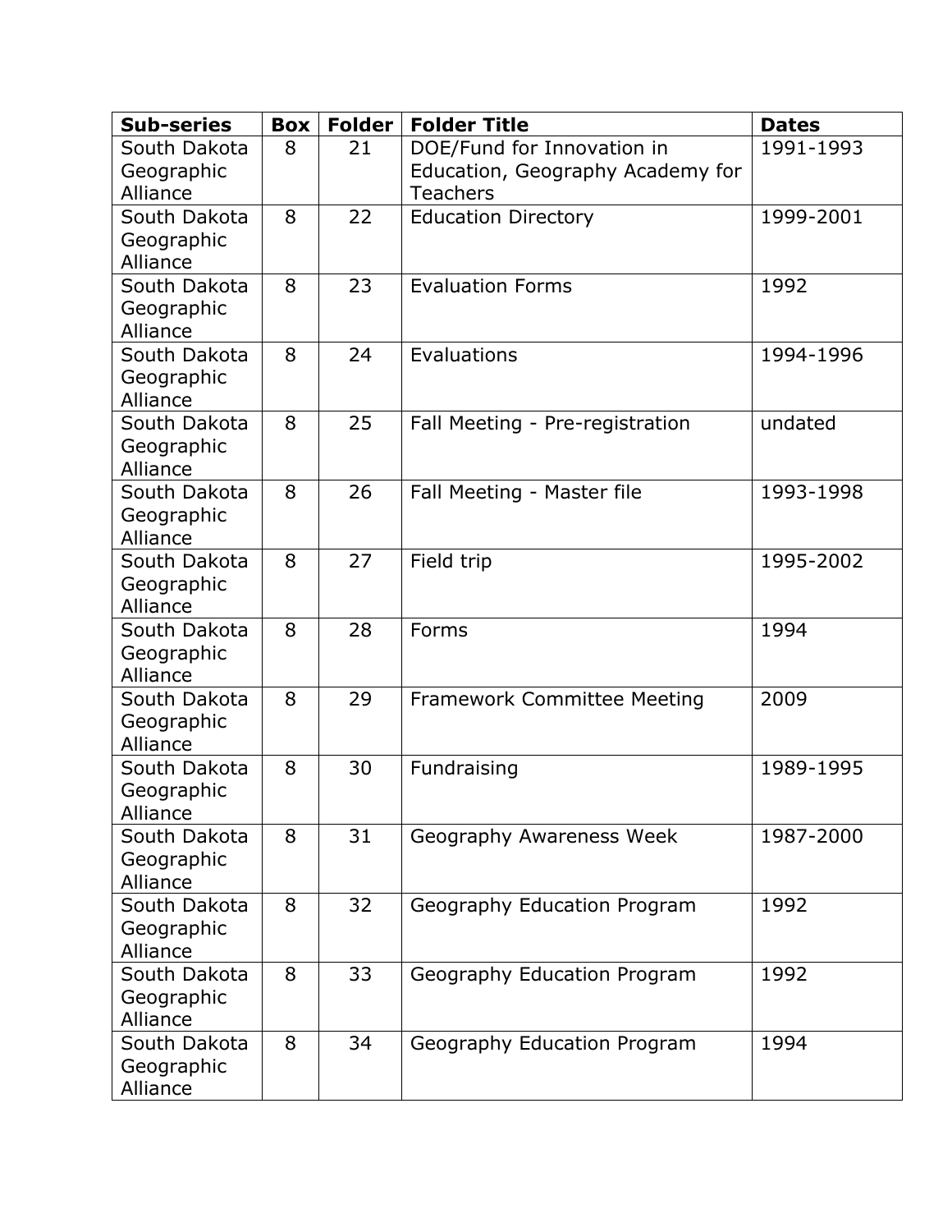| Sub-series | Box | Folder | Folder Title | Dates |
|---|---|---|---|---|
| South Dakota Geographic Alliance | 8 | 21 | DOE/Fund for Innovation in Education, Geography Academy for Teachers | 1991-1993 |
| South Dakota Geographic Alliance | 8 | 22 | Education Directory | 1999-2001 |
| South Dakota Geographic Alliance | 8 | 23 | Evaluation Forms | 1992 |
| South Dakota Geographic Alliance | 8 | 24 | Evaluations | 1994-1996 |
| South Dakota Geographic Alliance | 8 | 25 | Fall Meeting - Pre-registration | undated |
| South Dakota Geographic Alliance | 8 | 26 | Fall Meeting - Master file | 1993-1998 |
| South Dakota Geographic Alliance | 8 | 27 | Field trip | 1995-2002 |
| South Dakota Geographic Alliance | 8 | 28 | Forms | 1994 |
| South Dakota Geographic Alliance | 8 | 29 | Framework Committee Meeting | 2009 |
| South Dakota Geographic Alliance | 8 | 30 | Fundraising | 1989-1995 |
| South Dakota Geographic Alliance | 8 | 31 | Geography Awareness Week | 1987-2000 |
| South Dakota Geographic Alliance | 8 | 32 | Geography Education Program | 1992 |
| South Dakota Geographic Alliance | 8 | 33 | Geography Education Program | 1992 |
| South Dakota Geographic Alliance | 8 | 34 | Geography Education Program | 1994 |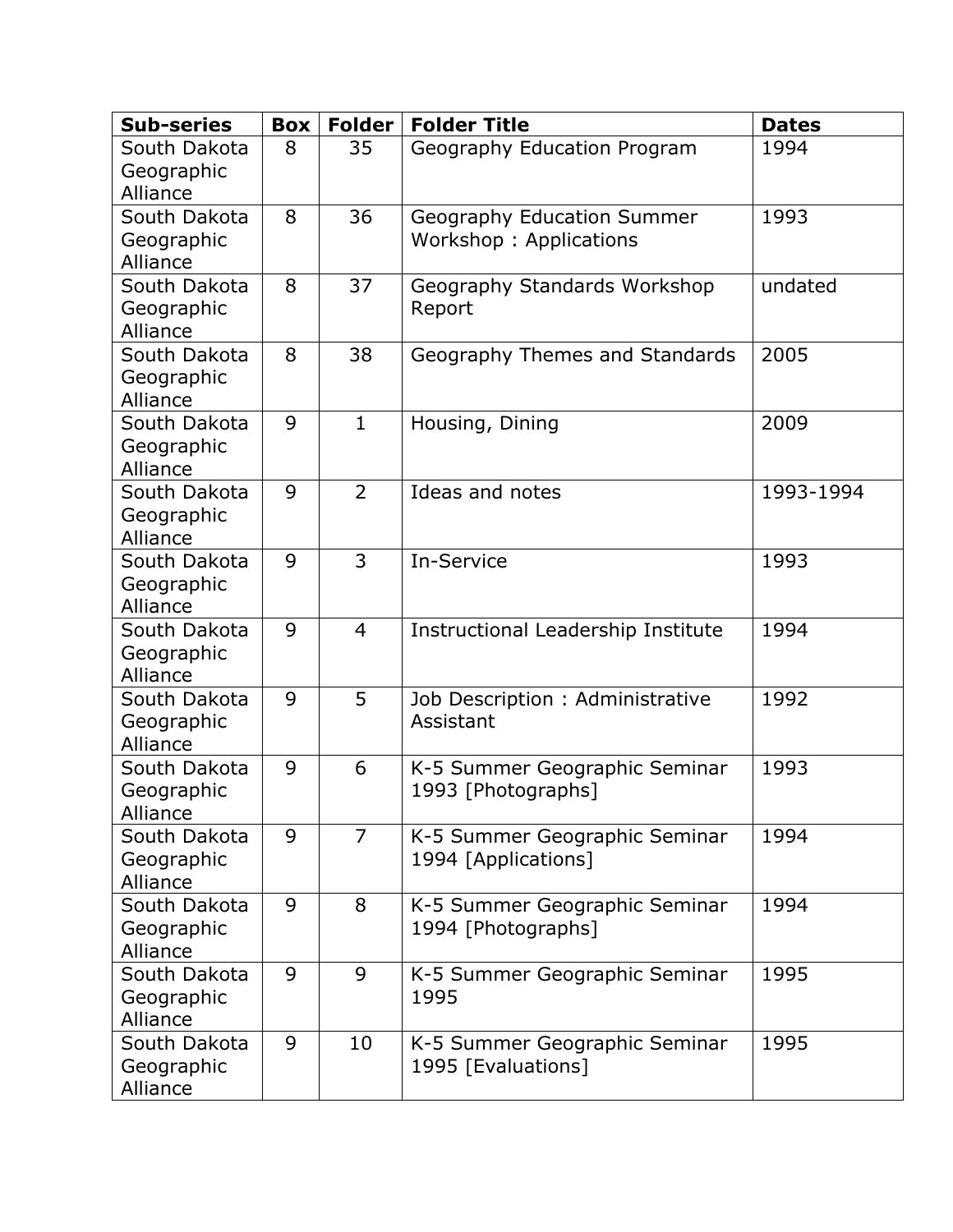| Sub-series | Box | Folder | Folder Title | Dates |
|---|---|---|---|---|
| South Dakota Geographic Alliance | 8 | 35 | Geography Education Program | 1994 |
| South Dakota Geographic Alliance | 8 | 36 | Geography Education Summer Workshop : Applications | 1993 |
| South Dakota Geographic Alliance | 8 | 37 | Geography Standards Workshop Report | undated |
| South Dakota Geographic Alliance | 8 | 38 | Geography Themes and Standards | 2005 |
| South Dakota Geographic Alliance | 9 | 1 | Housing, Dining | 2009 |
| South Dakota Geographic Alliance | 9 | 2 | Ideas and notes | 1993-1994 |
| South Dakota Geographic Alliance | 9 | 3 | In-Service | 1993 |
| South Dakota Geographic Alliance | 9 | 4 | Instructional Leadership Institute | 1994 |
| South Dakota Geographic Alliance | 9 | 5 | Job Description : Administrative Assistant | 1992 |
| South Dakota Geographic Alliance | 9 | 6 | K-5 Summer Geographic Seminar 1993 [Photographs] | 1993 |
| South Dakota Geographic Alliance | 9 | 7 | K-5 Summer Geographic Seminar 1994 [Applications] | 1994 |
| South Dakota Geographic Alliance | 9 | 8 | K-5 Summer Geographic Seminar 1994 [Photographs] | 1994 |
| South Dakota Geographic Alliance | 9 | 9 | K-5 Summer Geographic Seminar 1995 | 1995 |
| South Dakota Geographic Alliance | 9 | 10 | K-5 Summer Geographic Seminar 1995 [Evaluations] | 1995 |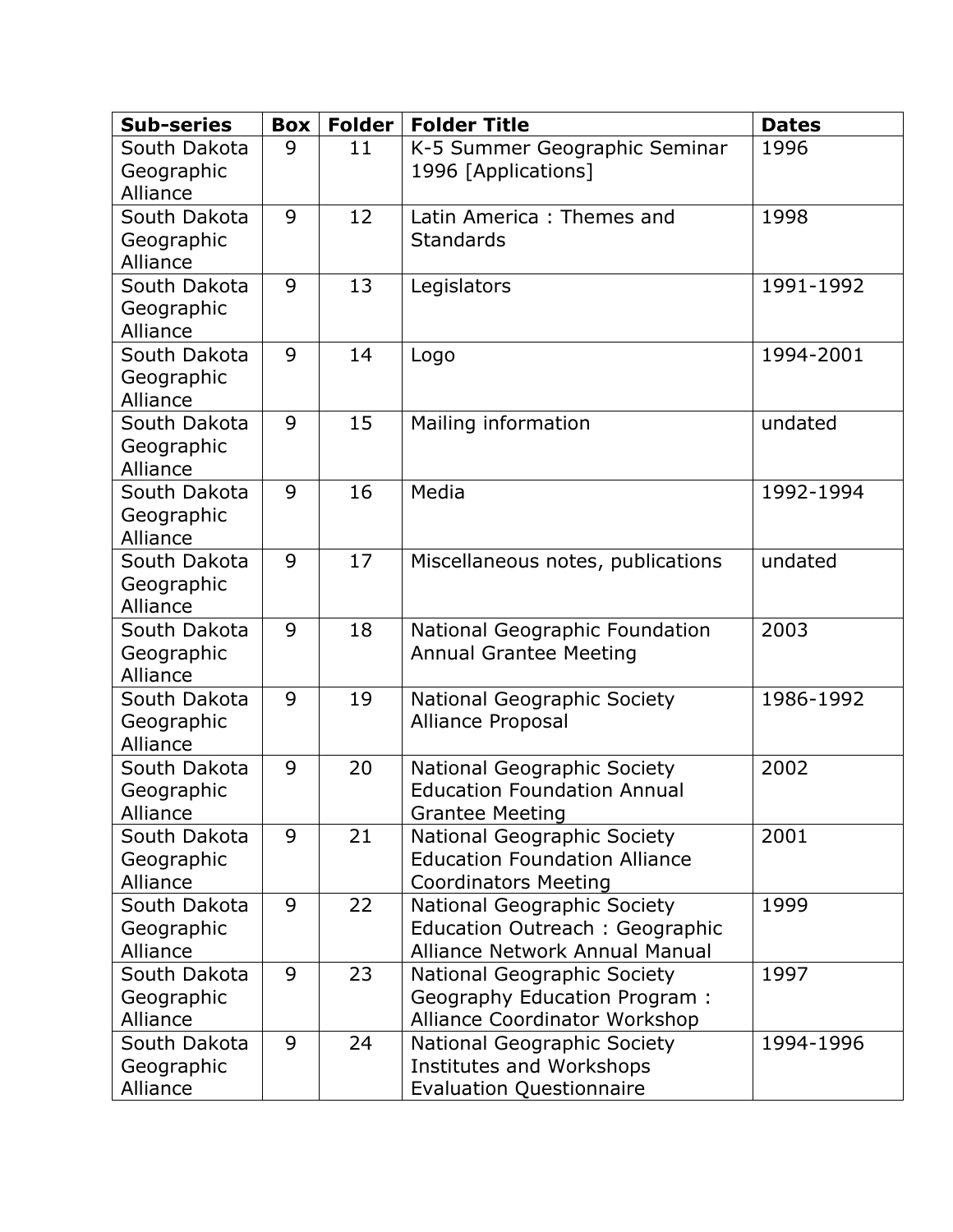| Sub-series | Box | Folder | Folder Title | Dates |
|---|---|---|---|---|
| South Dakota Geographic Alliance | 9 | 11 | K-5 Summer Geographic Seminar 1996 [Applications] | 1996 |
| South Dakota Geographic Alliance | 9 | 12 | Latin America : Themes and Standards | 1998 |
| South Dakota Geographic Alliance | 9 | 13 | Legislators | 1991-1992 |
| South Dakota Geographic Alliance | 9 | 14 | Logo | 1994-2001 |
| South Dakota Geographic Alliance | 9 | 15 | Mailing information | undated |
| South Dakota Geographic Alliance | 9 | 16 | Media | 1992-1994 |
| South Dakota Geographic Alliance | 9 | 17 | Miscellaneous notes, publications | undated |
| South Dakota Geographic Alliance | 9 | 18 | National Geographic Foundation Annual Grantee Meeting | 2003 |
| South Dakota Geographic Alliance | 9 | 19 | National Geographic Society Alliance Proposal | 1986-1992 |
| South Dakota Geographic Alliance | 9 | 20 | National Geographic Society Education Foundation Annual Grantee Meeting | 2002 |
| South Dakota Geographic Alliance | 9 | 21 | National Geographic Society Education Foundation Alliance Coordinators Meeting | 2001 |
| South Dakota Geographic Alliance | 9 | 22 | National Geographic Society Education Outreach : Geographic Alliance Network Annual Manual | 1999 |
| South Dakota Geographic Alliance | 9 | 23 | National Geographic Society Geography Education Program : Alliance Coordinator Workshop | 1997 |
| South Dakota Geographic Alliance | 9 | 24 | National Geographic Society Institutes and Workshops Evaluation Questionnaire | 1994-1996 |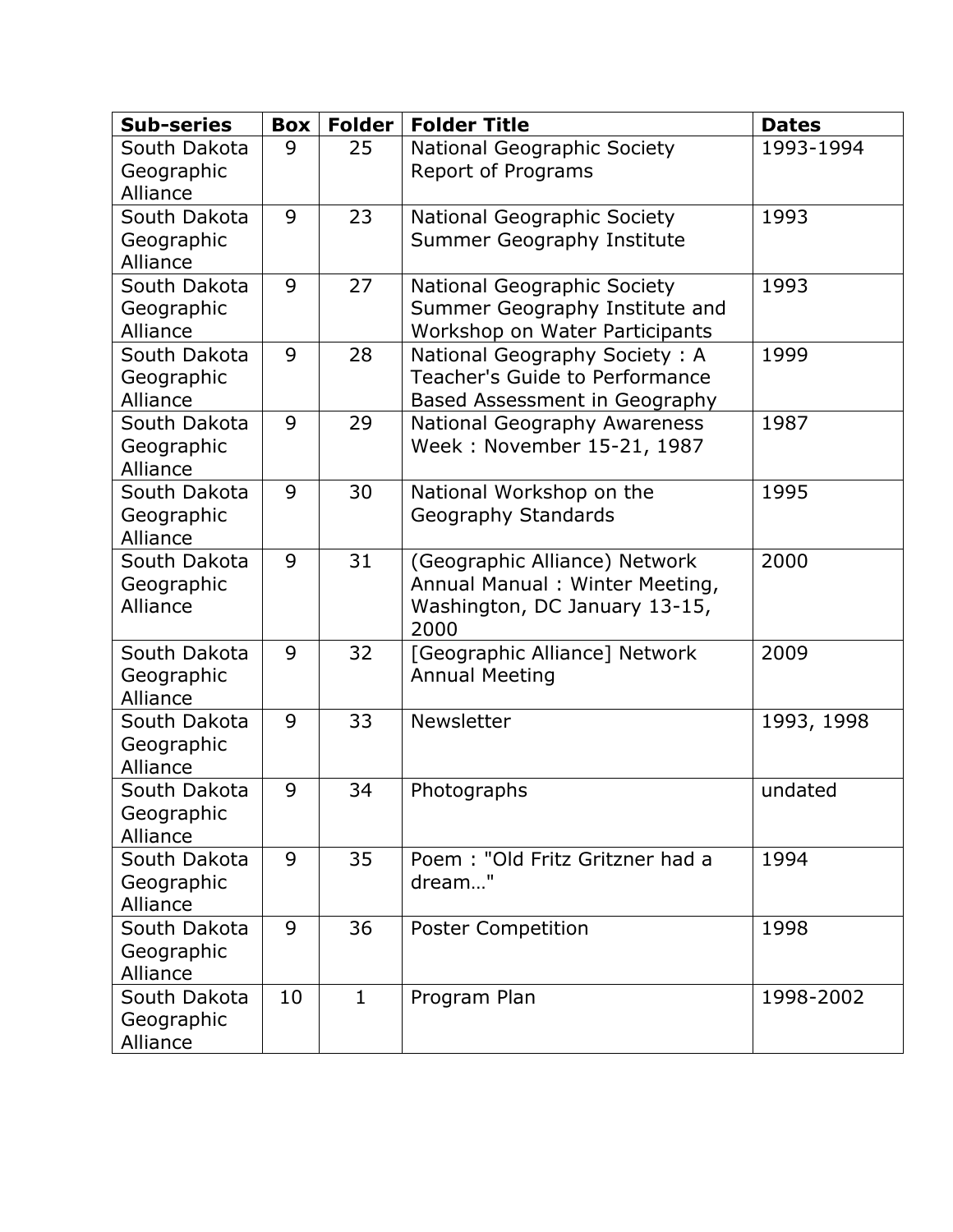| Sub-series | Box | Folder | Folder Title | Dates |
|---|---|---|---|---|
| South Dakota Geographic Alliance | 9 | 25 | National Geographic Society Report of Programs | 1993-1994 |
| South Dakota Geographic Alliance | 9 | 23 | National Geographic Society Summer Geography Institute | 1993 |
| South Dakota Geographic Alliance | 9 | 27 | National Geographic Society Summer Geography Institute and Workshop on Water Participants | 1993 |
| South Dakota Geographic Alliance | 9 | 28 | National Geography Society : A Teacher's Guide to Performance Based Assessment in Geography | 1999 |
| South Dakota Geographic Alliance | 9 | 29 | National Geography Awareness Week : November 15-21, 1987 | 1987 |
| South Dakota Geographic Alliance | 9 | 30 | National Workshop on the Geography Standards | 1995 |
| South Dakota Geographic Alliance | 9 | 31 | (Geographic Alliance) Network Annual Manual : Winter Meeting, Washington, DC January 13-15, 2000 | 2000 |
| South Dakota Geographic Alliance | 9 | 32 | [Geographic Alliance] Network Annual Meeting | 2009 |
| South Dakota Geographic Alliance | 9 | 33 | Newsletter | 1993, 1998 |
| South Dakota Geographic Alliance | 9 | 34 | Photographs | undated |
| South Dakota Geographic Alliance | 9 | 35 | Poem : "Old Fritz Gritzner had a dream…" | 1994 |
| South Dakota Geographic Alliance | 9 | 36 | Poster Competition | 1998 |
| South Dakota Geographic Alliance | 10 | 1 | Program Plan | 1998-2002 |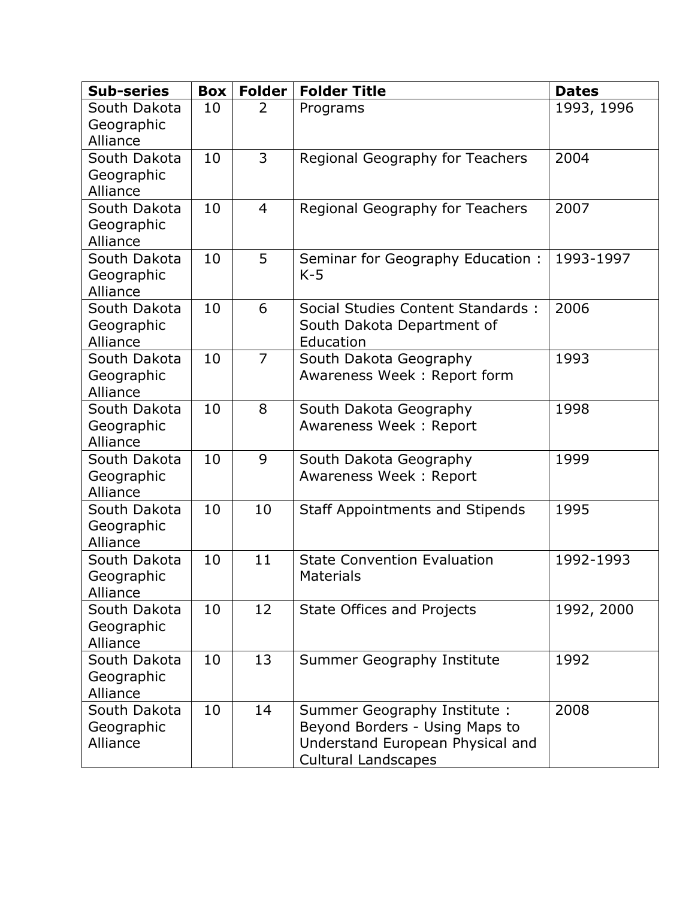| Sub-series | Box | Folder | Folder Title | Dates |
|---|---|---|---|---|
| South Dakota Geographic Alliance | 10 | 2 | Programs | 1993, 1996 |
| South Dakota Geographic Alliance | 10 | 3 | Regional Geography for Teachers | 2004 |
| South Dakota Geographic Alliance | 10 | 4 | Regional Geography for Teachers | 2007 |
| South Dakota Geographic Alliance | 10 | 5 | Seminar for Geography Education : K-5 | 1993-1997 |
| South Dakota Geographic Alliance | 10 | 6 | Social Studies Content Standards : South Dakota Department of Education | 2006 |
| South Dakota Geographic Alliance | 10 | 7 | South Dakota Geography Awareness Week : Report form | 1993 |
| South Dakota Geographic Alliance | 10 | 8 | South Dakota Geography Awareness Week : Report | 1998 |
| South Dakota Geographic Alliance | 10 | 9 | South Dakota Geography Awareness Week : Report | 1999 |
| South Dakota Geographic Alliance | 10 | 10 | Staff Appointments and Stipends | 1995 |
| South Dakota Geographic Alliance | 10 | 11 | State Convention Evaluation Materials | 1992-1993 |
| South Dakota Geographic Alliance | 10 | 12 | State Offices and Projects | 1992, 2000 |
| South Dakota Geographic Alliance | 10 | 13 | Summer Geography Institute | 1992 |
| South Dakota Geographic Alliance | 10 | 14 | Summer Geography Institute : Beyond Borders - Using Maps to Understand European Physical and Cultural Landscapes | 2008 |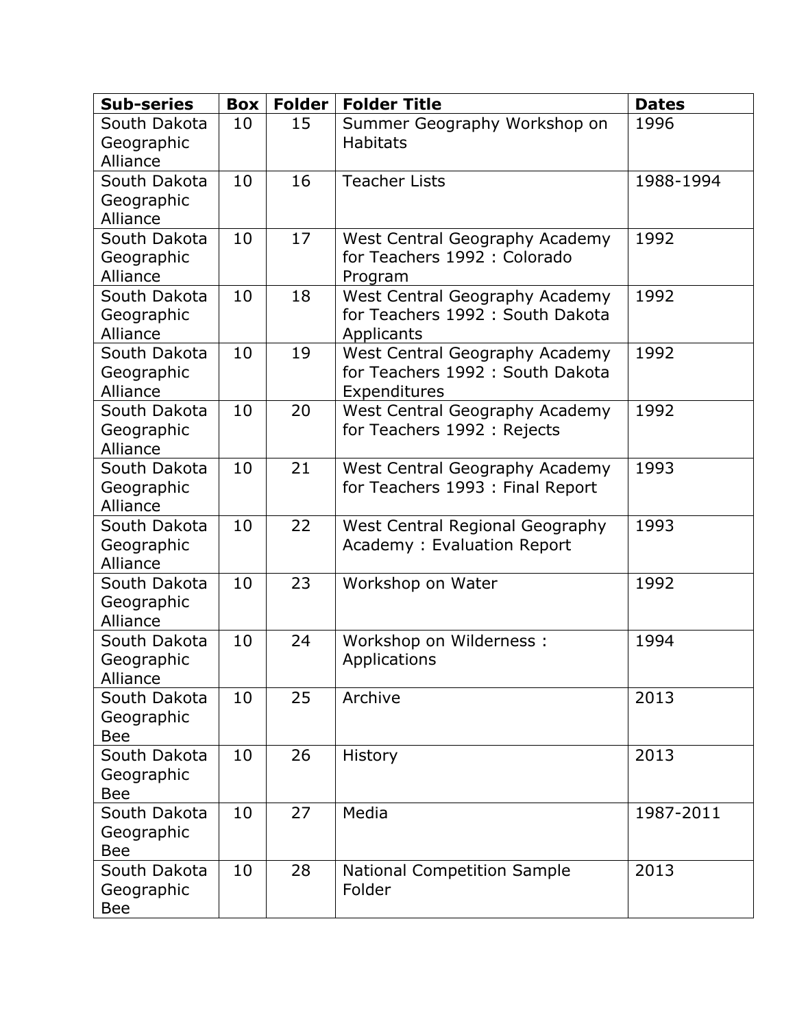| Sub-series | Box | Folder | Folder Title | Dates |
|---|---|---|---|---|
| South Dakota Geographic Alliance | 10 | 15 | Summer Geography Workshop on Habitats | 1996 |
| South Dakota Geographic Alliance | 10 | 16 | Teacher Lists | 1988-1994 |
| South Dakota Geographic Alliance | 10 | 17 | West Central Geography Academy for Teachers 1992 : Colorado Program | 1992 |
| South Dakota Geographic Alliance | 10 | 18 | West Central Geography Academy for Teachers 1992 : South Dakota Applicants | 1992 |
| South Dakota Geographic Alliance | 10 | 19 | West Central Geography Academy for Teachers 1992 : South Dakota Expenditures | 1992 |
| South Dakota Geographic Alliance | 10 | 20 | West Central Geography Academy for Teachers 1992 : Rejects | 1992 |
| South Dakota Geographic Alliance | 10 | 21 | West Central Geography Academy for Teachers 1993 : Final Report | 1993 |
| South Dakota Geographic Alliance | 10 | 22 | West Central Regional Geography Academy : Evaluation Report | 1993 |
| South Dakota Geographic Alliance | 10 | 23 | Workshop on Water | 1992 |
| South Dakota Geographic Alliance | 10 | 24 | Workshop on Wilderness : Applications | 1994 |
| South Dakota Geographic Bee | 10 | 25 | Archive | 2013 |
| South Dakota Geographic Bee | 10 | 26 | History | 2013 |
| South Dakota Geographic Bee | 10 | 27 | Media | 1987-2011 |
| South Dakota Geographic Bee | 10 | 28 | National Competition Sample Folder | 2013 |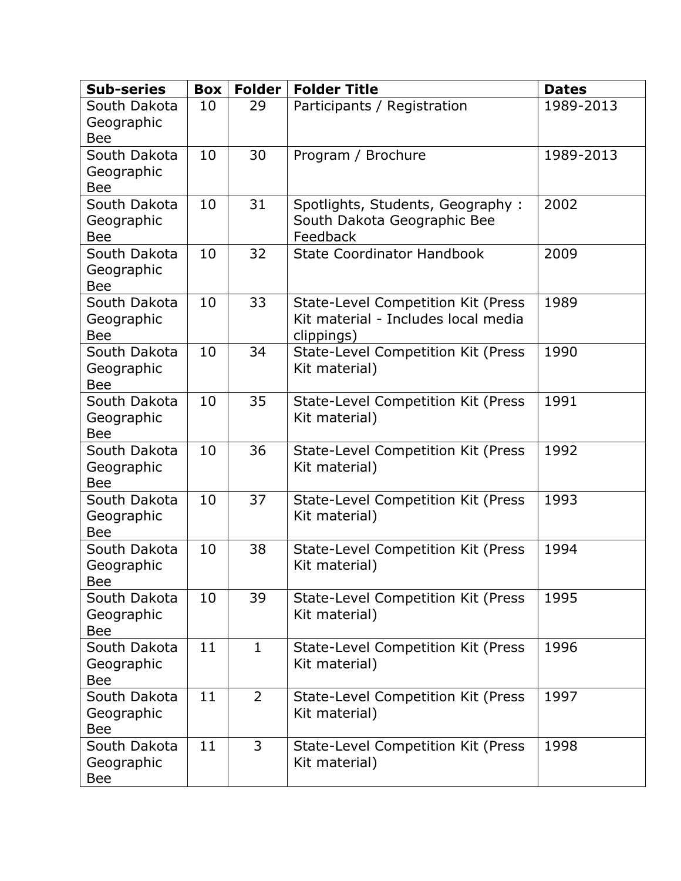| Sub-series | Box | Folder | Folder Title | Dates |
|---|---|---|---|---|
| South Dakota Geographic Bee | 10 | 29 | Participants / Registration | 1989-2013 |
| South Dakota Geographic Bee | 10 | 30 | Program / Brochure | 1989-2013 |
| South Dakota Geographic Bee | 10 | 31 | Spotlights, Students, Geography : South Dakota Geographic Bee Feedback | 2002 |
| South Dakota Geographic Bee | 10 | 32 | State Coordinator Handbook | 2009 |
| South Dakota Geographic Bee | 10 | 33 | State-Level Competition Kit (Press Kit material - Includes local media clippings) | 1989 |
| South Dakota Geographic Bee | 10 | 34 | State-Level Competition Kit (Press Kit material) | 1990 |
| South Dakota Geographic Bee | 10 | 35 | State-Level Competition Kit (Press Kit material) | 1991 |
| South Dakota Geographic Bee | 10 | 36 | State-Level Competition Kit (Press Kit material) | 1992 |
| South Dakota Geographic Bee | 10 | 37 | State-Level Competition Kit (Press Kit material) | 1993 |
| South Dakota Geographic Bee | 10 | 38 | State-Level Competition Kit (Press Kit material) | 1994 |
| South Dakota Geographic Bee | 10 | 39 | State-Level Competition Kit (Press Kit material) | 1995 |
| South Dakota Geographic Bee | 11 | 1 | State-Level Competition Kit (Press Kit material) | 1996 |
| South Dakota Geographic Bee | 11 | 2 | State-Level Competition Kit (Press Kit material) | 1997 |
| South Dakota Geographic Bee | 11 | 3 | State-Level Competition Kit (Press Kit material) | 1998 |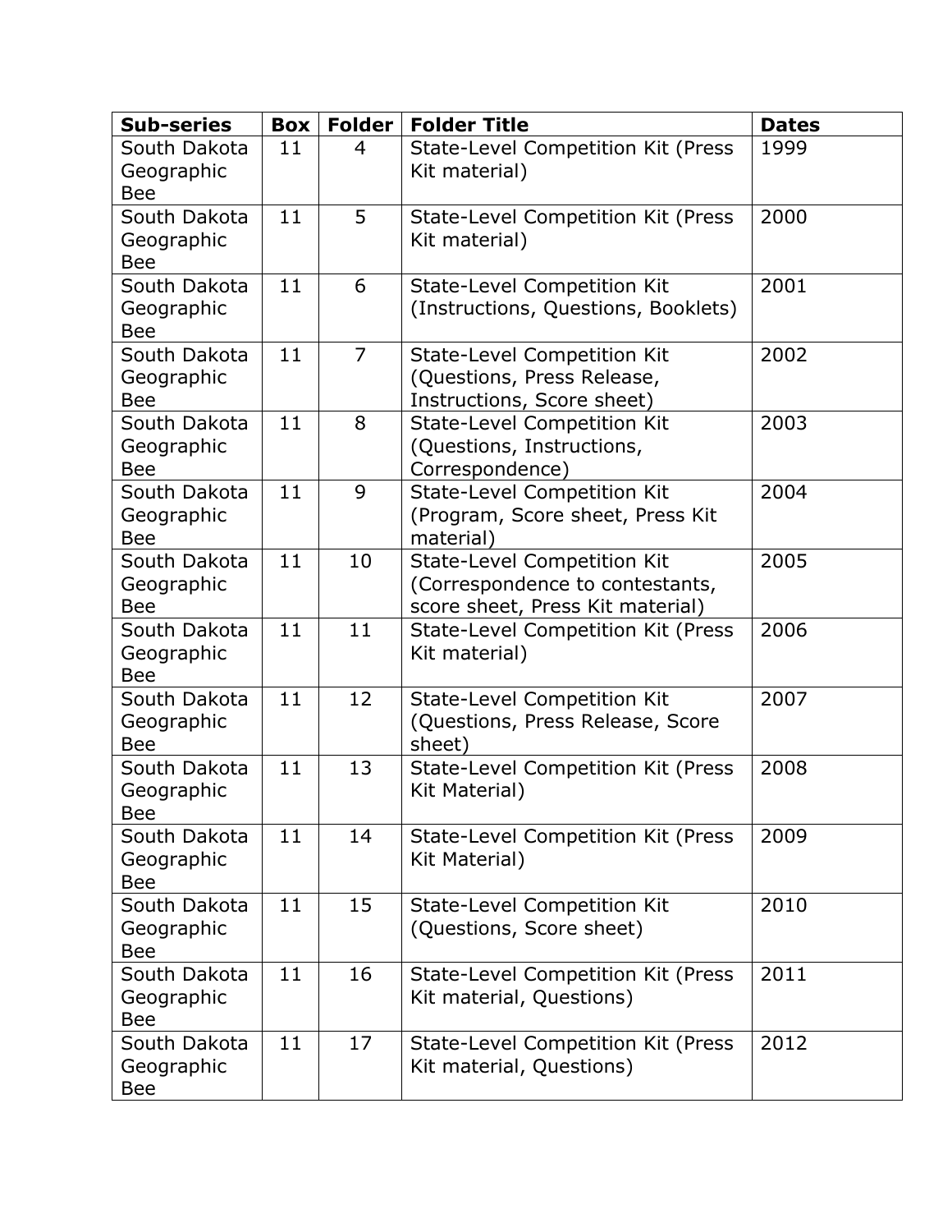| Sub-series | Box | Folder | Folder Title | Dates |
|---|---|---|---|---|
| South Dakota Geographic Bee | 11 | 4 | State-Level Competition Kit (Press Kit material) | 1999 |
| South Dakota Geographic Bee | 11 | 5 | State-Level Competition Kit (Press Kit material) | 2000 |
| South Dakota Geographic Bee | 11 | 6 | State-Level Competition Kit (Instructions, Questions, Booklets) | 2001 |
| South Dakota Geographic Bee | 11 | 7 | State-Level Competition Kit (Questions, Press Release, Instructions, Score sheet) | 2002 |
| South Dakota Geographic Bee | 11 | 8 | State-Level Competition Kit (Questions, Instructions, Correspondence) | 2003 |
| South Dakota Geographic Bee | 11 | 9 | State-Level Competition Kit (Program, Score sheet, Press Kit material) | 2004 |
| South Dakota Geographic Bee | 11 | 10 | State-Level Competition Kit (Correspondence to contestants, score sheet, Press Kit material) | 2005 |
| South Dakota Geographic Bee | 11 | 11 | State-Level Competition Kit (Press Kit material) | 2006 |
| South Dakota Geographic Bee | 11 | 12 | State-Level Competition Kit (Questions, Press Release, Score sheet) | 2007 |
| South Dakota Geographic Bee | 11 | 13 | State-Level Competition Kit (Press Kit Material) | 2008 |
| South Dakota Geographic Bee | 11 | 14 | State-Level Competition Kit (Press Kit Material) | 2009 |
| South Dakota Geographic Bee | 11 | 15 | State-Level Competition Kit (Questions, Score sheet) | 2010 |
| South Dakota Geographic Bee | 11 | 16 | State-Level Competition Kit (Press Kit material, Questions) | 2011 |
| South Dakota Geographic Bee | 11 | 17 | State-Level Competition Kit (Press Kit material, Questions) | 2012 |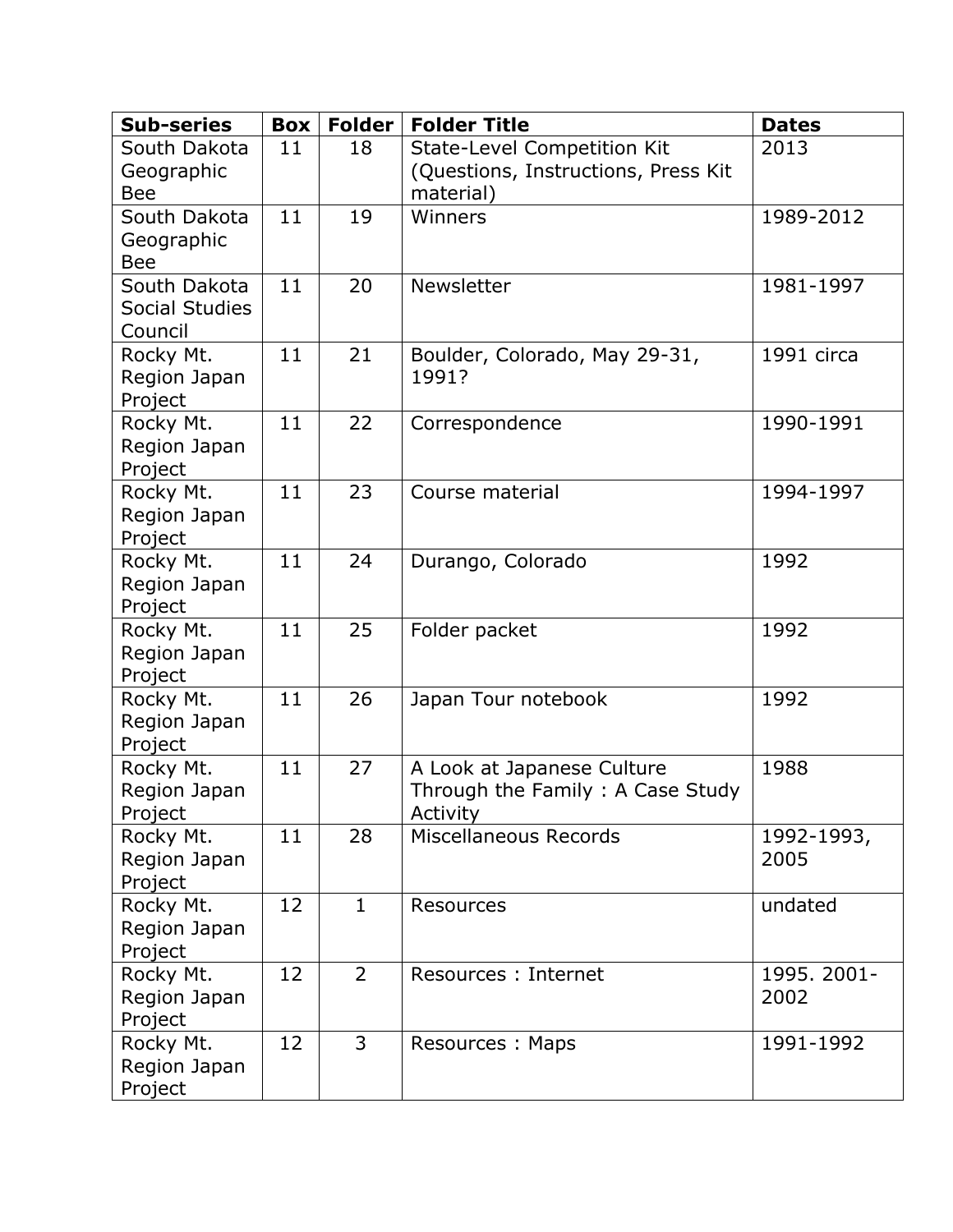| Sub-series | Box | Folder | Folder Title | Dates |
|---|---|---|---|---|
| South Dakota Geographic Bee | 11 | 18 | State-Level Competition Kit (Questions, Instructions, Press Kit material) | 2013 |
| South Dakota Geographic Bee | 11 | 19 | Winners | 1989-2012 |
| South Dakota Social Studies Council | 11 | 20 | Newsletter | 1981-1997 |
| Rocky Mt. Region Japan Project | 11 | 21 | Boulder, Colorado, May 29-31, 1991? | 1991 circa |
| Rocky Mt. Region Japan Project | 11 | 22 | Correspondence | 1990-1991 |
| Rocky Mt. Region Japan Project | 11 | 23 | Course material | 1994-1997 |
| Rocky Mt. Region Japan Project | 11 | 24 | Durango, Colorado | 1992 |
| Rocky Mt. Region Japan Project | 11 | 25 | Folder packet | 1992 |
| Rocky Mt. Region Japan Project | 11 | 26 | Japan Tour notebook | 1992 |
| Rocky Mt. Region Japan Project | 11 | 27 | A Look at Japanese Culture Through the Family : A Case Study Activity | 1988 |
| Rocky Mt. Region Japan Project | 11 | 28 | Miscellaneous Records | 1992-1993, 2005 |
| Rocky Mt. Region Japan Project | 12 | 1 | Resources | undated |
| Rocky Mt. Region Japan Project | 12 | 2 | Resources : Internet | 1995. 2001-2002 |
| Rocky Mt. Region Japan Project | 12 | 3 | Resources : Maps | 1991-1992 |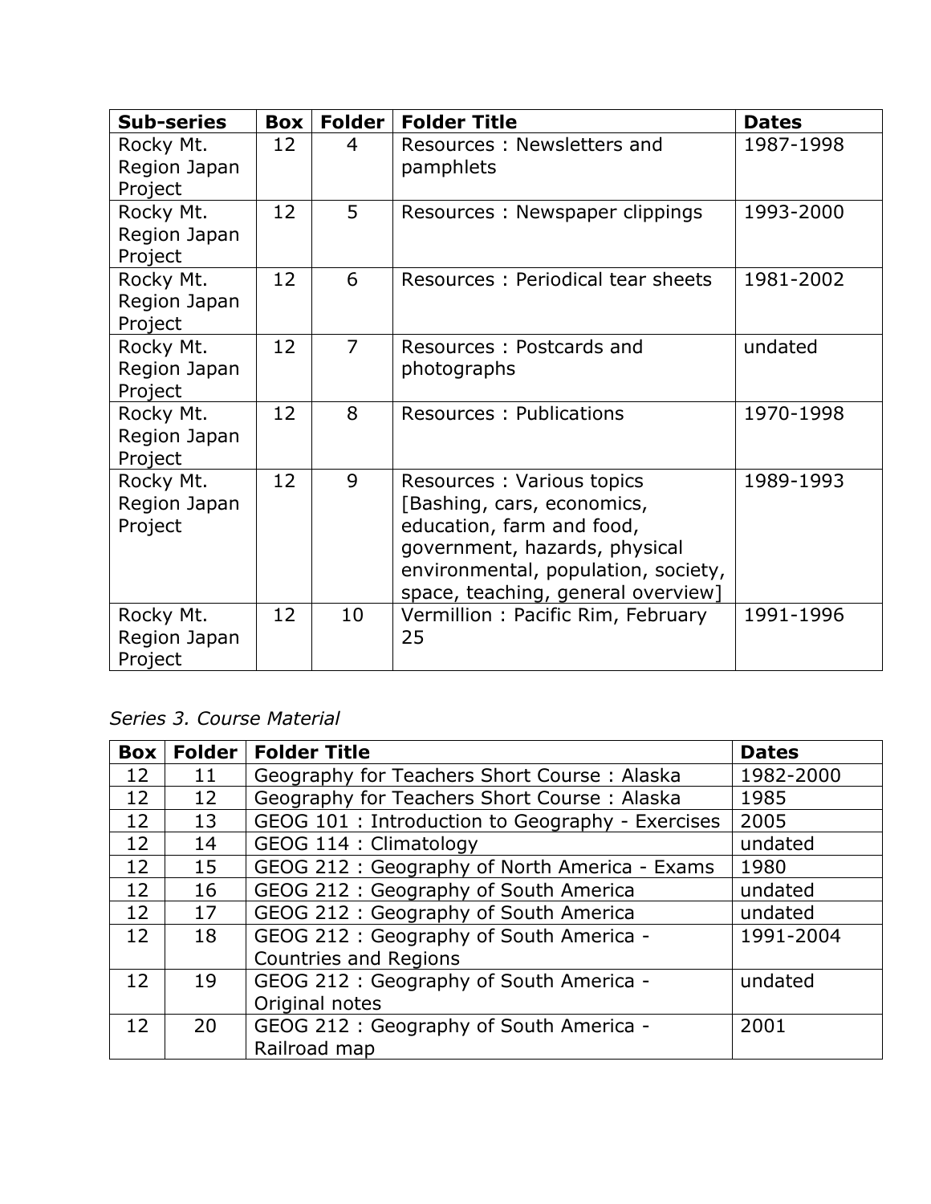| Sub-series | Box | Folder | Folder Title | Dates |
|---|---|---|---|---|
| Rocky Mt. Region Japan Project | 12 | 4 | Resources : Newsletters and pamphlets | 1987-1998 |
| Rocky Mt. Region Japan Project | 12 | 5 | Resources : Newspaper clippings | 1993-2000 |
| Rocky Mt. Region Japan Project | 12 | 6 | Resources : Periodical tear sheets | 1981-2002 |
| Rocky Mt. Region Japan Project | 12 | 7 | Resources : Postcards and photographs | undated |
| Rocky Mt. Region Japan Project | 12 | 8 | Resources : Publications | 1970-1998 |
| Rocky Mt. Region Japan Project | 12 | 9 | Resources : Various topics [Bashing, cars, economics, education, farm and food, government, hazards, physical environmental, population, society, space, teaching, general overview] | 1989-1993 |
| Rocky Mt. Region Japan Project | 12 | 10 | Vermillion : Pacific Rim, February 25 | 1991-1996 |

*Series 3. Course Material*

| Box | Folder | Folder Title | Dates |
|---|---|---|---|
| 12 | 11 | Geography for Teachers Short Course : Alaska | 1982-2000 |
| 12 | 12 | Geography for Teachers Short Course : Alaska | 1985 |
| 12 | 13 | GEOG 101 : Introduction to Geography - Exercises | 2005 |
| 12 | 14 | GEOG 114 : Climatology | undated |
| 12 | 15 | GEOG 212 : Geography of North America - Exams | 1980 |
| 12 | 16 | GEOG 212 : Geography of South America | undated |
| 12 | 17 | GEOG 212 : Geography of South America | undated |
| 12 | 18 | GEOG 212 : Geography of South America - Countries and Regions | 1991-2004 |
| 12 | 19 | GEOG 212 : Geography of South America - Original notes | undated |
| 12 | 20 | GEOG 212 : Geography of South America - Railroad map | 2001 |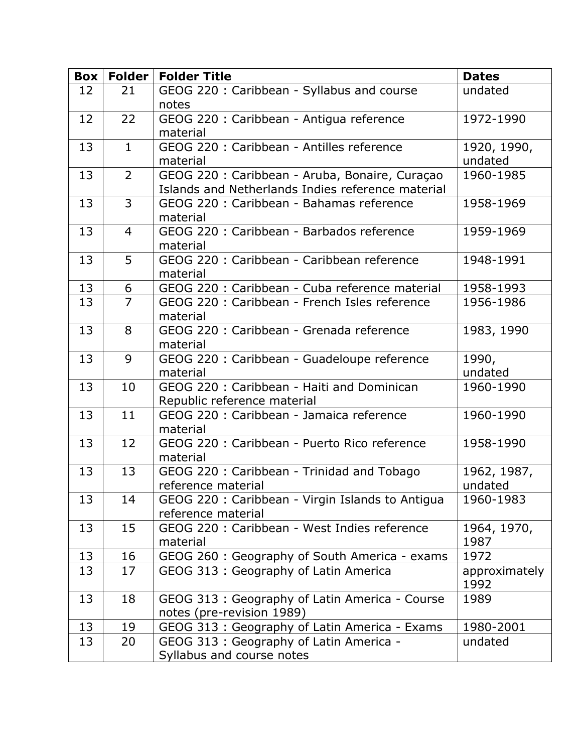| Box | Folder | Folder Title | Dates |
|---|---|---|---|
| 12 | 21 | GEOG 220 : Caribbean - Syllabus and course notes | undated |
| 12 | 22 | GEOG 220 : Caribbean - Antigua reference material | 1972-1990 |
| 13 | 1 | GEOG 220 : Caribbean - Antilles reference material | 1920, 1990, undated |
| 13 | 2 | GEOG 220 : Caribbean - Aruba, Bonaire, Curaçao Islands and Netherlands Indies reference material | 1960-1985 |
| 13 | 3 | GEOG 220 : Caribbean - Bahamas reference material | 1958-1969 |
| 13 | 4 | GEOG 220 : Caribbean - Barbados reference material | 1959-1969 |
| 13 | 5 | GEOG 220 : Caribbean - Caribbean reference material | 1948-1991 |
| 13 | 6 | GEOG 220 : Caribbean - Cuba reference material | 1958-1993 |
| 13 | 7 | GEOG 220 : Caribbean - French Isles reference material | 1956-1986 |
| 13 | 8 | GEOG 220 : Caribbean - Grenada reference material | 1983, 1990 |
| 13 | 9 | GEOG 220 : Caribbean - Guadeloupe reference material | 1990, undated |
| 13 | 10 | GEOG 220 : Caribbean - Haiti and Dominican Republic reference material | 1960-1990 |
| 13 | 11 | GEOG 220 : Caribbean - Jamaica reference material | 1960-1990 |
| 13 | 12 | GEOG 220 : Caribbean - Puerto Rico reference material | 1958-1990 |
| 13 | 13 | GEOG 220 : Caribbean - Trinidad and Tobago reference material | 1962, 1987, undated |
| 13 | 14 | GEOG 220 : Caribbean - Virgin Islands to Antigua reference material | 1960-1983 |
| 13 | 15 | GEOG 220 : Caribbean - West Indies reference material | 1964, 1970, 1987 |
| 13 | 16 | GEOG 260 : Geography of South America - exams | 1972 |
| 13 | 17 | GEOG 313 : Geography of Latin America | approximately 1992 |
| 13 | 18 | GEOG 313 : Geography of Latin America - Course notes (pre-revision 1989) | 1989 |
| 13 | 19 | GEOG 313 : Geography of Latin America - Exams | 1980-2001 |
| 13 | 20 | GEOG 313 : Geography of Latin America - Syllabus and course notes | undated |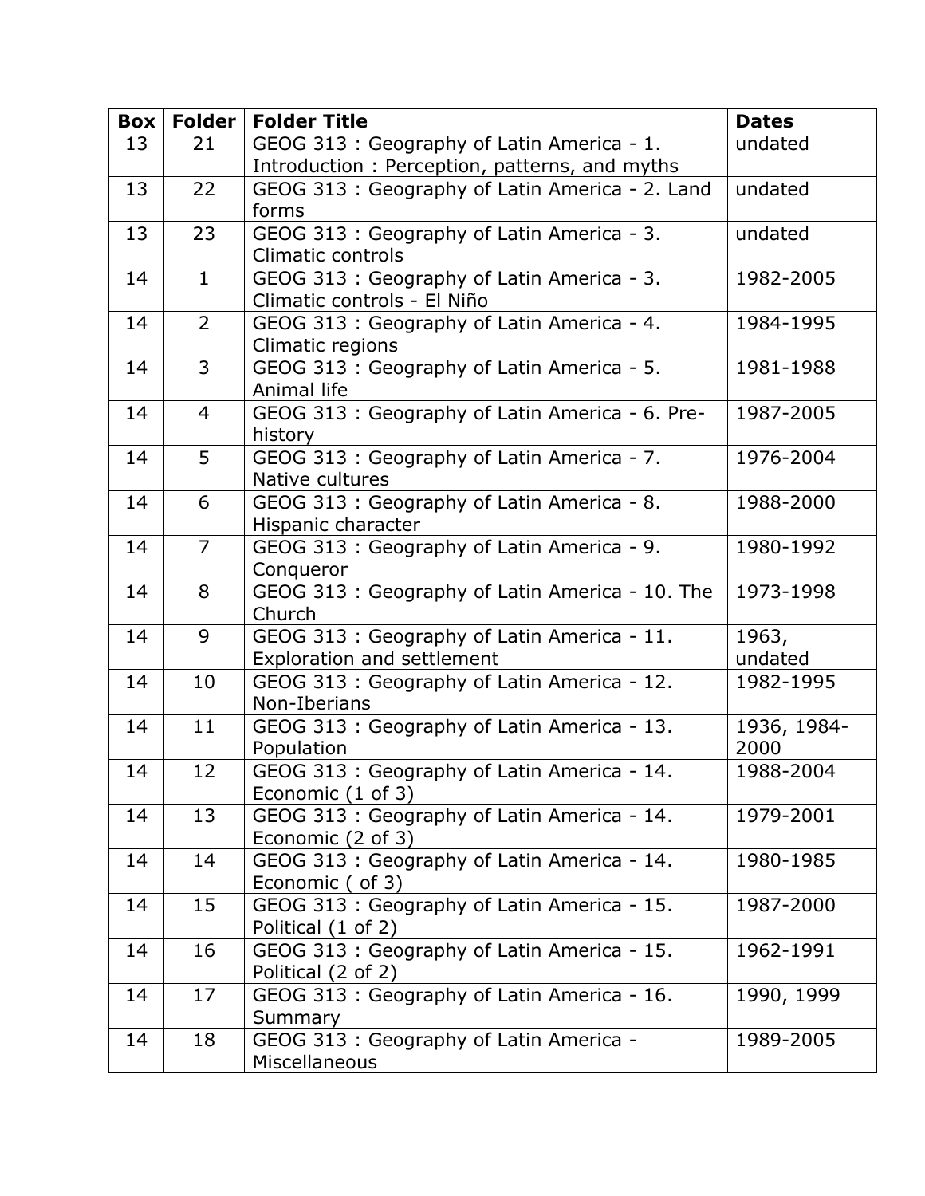| Box | Folder | Folder Title | Dates |
| --- | --- | --- | --- |
| 13 | 21 | GEOG 313 : Geography of Latin America - 1. Introduction : Perception, patterns, and myths | undated |
| 13 | 22 | GEOG 313 : Geography of Latin America - 2. Land forms | undated |
| 13 | 23 | GEOG 313 : Geography of Latin America - 3. Climatic controls | undated |
| 14 | 1 | GEOG 313 : Geography of Latin America - 3. Climatic controls - El Niño | 1982-2005 |
| 14 | 2 | GEOG 313 : Geography of Latin America - 4. Climatic regions | 1984-1995 |
| 14 | 3 | GEOG 313 : Geography of Latin America - 5. Animal life | 1981-1988 |
| 14 | 4 | GEOG 313 : Geography of Latin America - 6. Pre-history | 1987-2005 |
| 14 | 5 | GEOG 313 : Geography of Latin America - 7. Native cultures | 1976-2004 |
| 14 | 6 | GEOG 313 : Geography of Latin America - 8. Hispanic character | 1988-2000 |
| 14 | 7 | GEOG 313 : Geography of Latin America - 9. Conqueror | 1980-1992 |
| 14 | 8 | GEOG 313 : Geography of Latin America - 10. The Church | 1973-1998 |
| 14 | 9 | GEOG 313 : Geography of Latin America - 11. Exploration and settlement | 1963, undated |
| 14 | 10 | GEOG 313 : Geography of Latin America - 12. Non-Iberians | 1982-1995 |
| 14 | 11 | GEOG 313 : Geography of Latin America - 13. Population | 1936, 1984-2000 |
| 14 | 12 | GEOG 313 : Geography of Latin America - 14. Economic (1 of 3) | 1988-2004 |
| 14 | 13 | GEOG 313 : Geography of Latin America - 14. Economic (2 of 3) | 1979-2001 |
| 14 | 14 | GEOG 313 : Geography of Latin America - 14. Economic ( of 3) | 1980-1985 |
| 14 | 15 | GEOG 313 : Geography of Latin America - 15. Political (1 of 2) | 1987-2000 |
| 14 | 16 | GEOG 313 : Geography of Latin America - 15. Political (2 of 2) | 1962-1991 |
| 14 | 17 | GEOG 313 : Geography of Latin America - 16. Summary | 1990, 1999 |
| 14 | 18 | GEOG 313 : Geography of Latin America - Miscellaneous | 1989-2005 |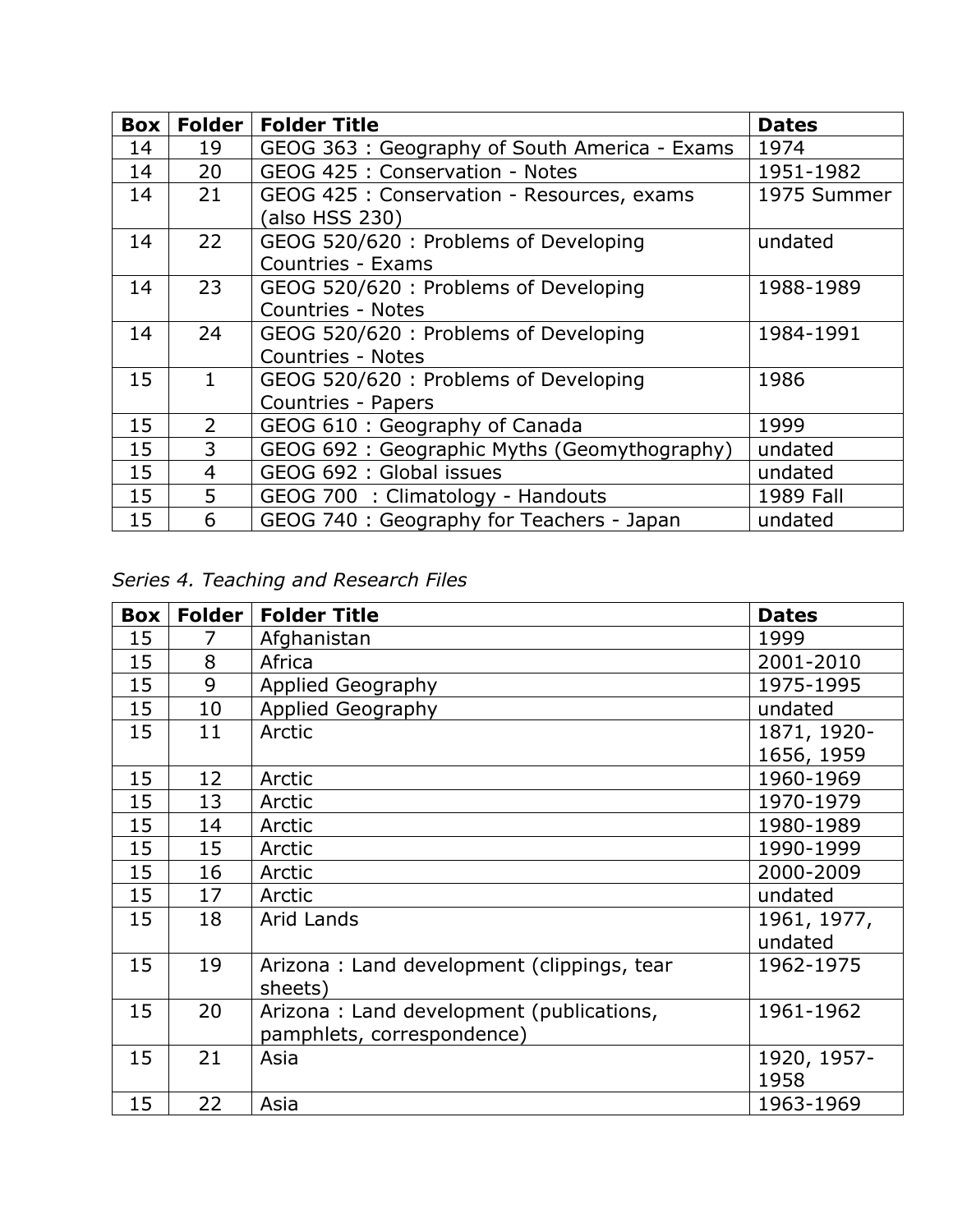| Box | Folder | Folder Title | Dates |
|---|---|---|---|
| 14 | 19 | GEOG 363 : Geography of South America - Exams | 1974 |
| 14 | 20 | GEOG 425 : Conservation - Notes | 1951-1982 |
| 14 | 21 | GEOG 425 : Conservation - Resources, exams (also HSS 230) | 1975 Summer |
| 14 | 22 | GEOG 520/620 : Problems of Developing Countries - Exams | undated |
| 14 | 23 | GEOG 520/620 : Problems of Developing Countries - Notes | 1988-1989 |
| 14 | 24 | GEOG 520/620 : Problems of Developing Countries - Notes | 1984-1991 |
| 15 | 1 | GEOG 520/620 : Problems of Developing Countries - Papers | 1986 |
| 15 | 2 | GEOG 610 : Geography of Canada | 1999 |
| 15 | 3 | GEOG 692 : Geographic Myths (Geomythography) | undated |
| 15 | 4 | GEOG 692 : Global issues | undated |
| 15 | 5 | GEOG 700 : Climatology - Handouts | 1989 Fall |
| 15 | 6 | GEOG 740 : Geography for Teachers - Japan | undated |

*Series 4. Teaching and Research Files*

| Box | Folder | Folder Title | Dates |
|---|---|---|---|
| 15 | 7 | Afghanistan | 1999 |
| 15 | 8 | Africa | 2001-2010 |
| 15 | 9 | Applied Geography | 1975-1995 |
| 15 | 10 | Applied Geography | undated |
| 15 | 11 | Arctic | 1871, 1920-1656, 1959 |
| 15 | 12 | Arctic | 1960-1969 |
| 15 | 13 | Arctic | 1970-1979 |
| 15 | 14 | Arctic | 1980-1989 |
| 15 | 15 | Arctic | 1990-1999 |
| 15 | 16 | Arctic | 2000-2009 |
| 15 | 17 | Arctic | undated |
| 15 | 18 | Arid Lands | 1961, 1977, undated |
| 15 | 19 | Arizona : Land development (clippings, tear sheets) | 1962-1975 |
| 15 | 20 | Arizona : Land development (publications, pamphlets, correspondence) | 1961-1962 |
| 15 | 21 | Asia | 1920, 1957-1958 |
| 15 | 22 | Asia | 1963-1969 |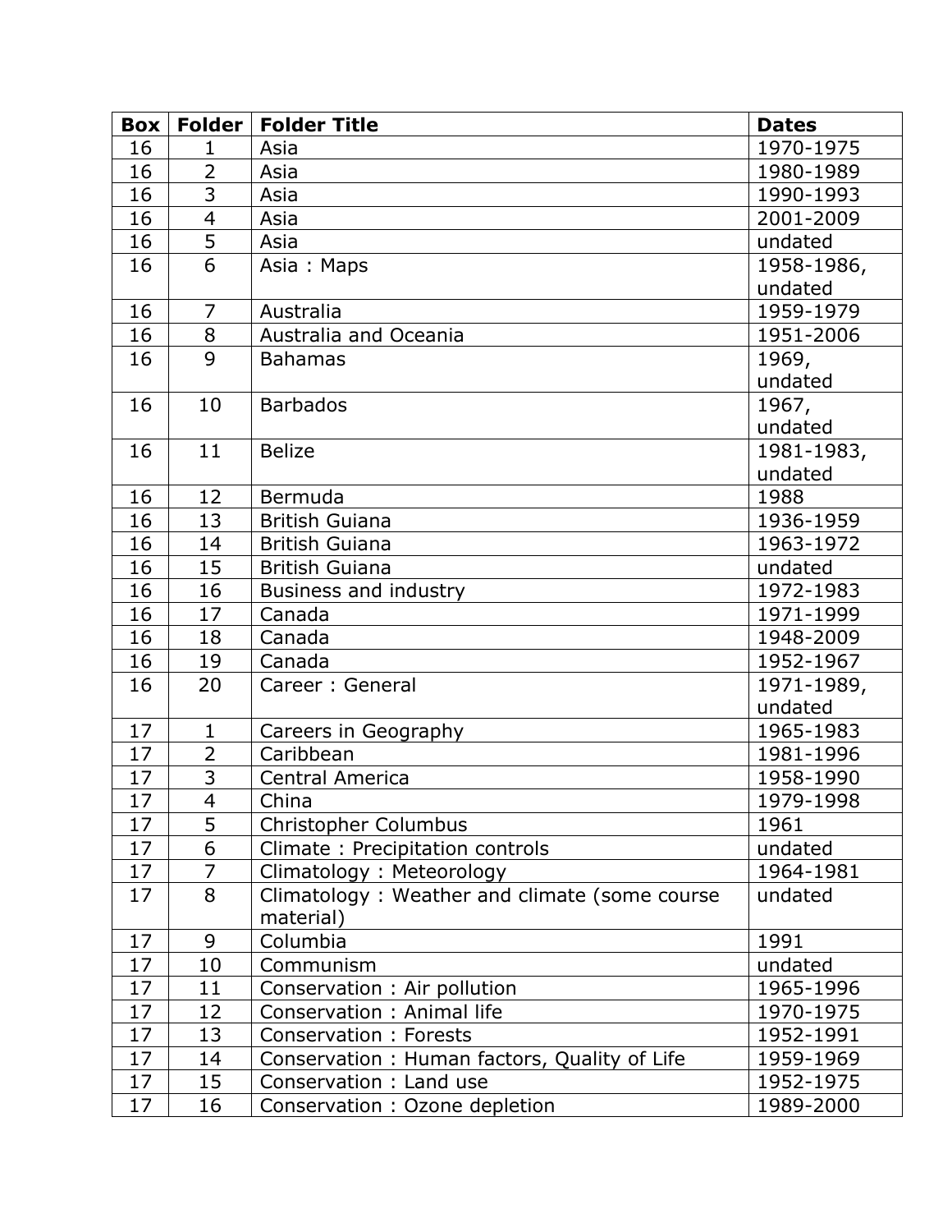| Box | Folder | Folder Title | Dates |
|---|---|---|---|
| 16 | 1 | Asia | 1970-1975 |
| 16 | 2 | Asia | 1980-1989 |
| 16 | 3 | Asia | 1990-1993 |
| 16 | 4 | Asia | 2001-2009 |
| 16 | 5 | Asia | undated |
| 16 | 6 | Asia : Maps | 1958-1986, undated |
| 16 | 7 | Australia | 1959-1979 |
| 16 | 8 | Australia and Oceania | 1951-2006 |
| 16 | 9 | Bahamas | 1969, undated |
| 16 | 10 | Barbados | 1967, undated |
| 16 | 11 | Belize | 1981-1983, undated |
| 16 | 12 | Bermuda | 1988 |
| 16 | 13 | British Guiana | 1936-1959 |
| 16 | 14 | British Guiana | 1963-1972 |
| 16 | 15 | British Guiana | undated |
| 16 | 16 | Business and industry | 1972-1983 |
| 16 | 17 | Canada | 1971-1999 |
| 16 | 18 | Canada | 1948-2009 |
| 16 | 19 | Canada | 1952-1967 |
| 16 | 20 | Career : General | 1971-1989, undated |
| 17 | 1 | Careers in Geography | 1965-1983 |
| 17 | 2 | Caribbean | 1981-1996 |
| 17 | 3 | Central America | 1958-1990 |
| 17 | 4 | China | 1979-1998 |
| 17 | 5 | Christopher Columbus | 1961 |
| 17 | 6 | Climate : Precipitation controls | undated |
| 17 | 7 | Climatology : Meteorology | 1964-1981 |
| 17 | 8 | Climatology : Weather and climate (some course material) | undated |
| 17 | 9 | Columbia | 1991 |
| 17 | 10 | Communism | undated |
| 17 | 11 | Conservation : Air pollution | 1965-1996 |
| 17 | 12 | Conservation : Animal life | 1970-1975 |
| 17 | 13 | Conservation : Forests | 1952-1991 |
| 17 | 14 | Conservation : Human factors, Quality of Life | 1959-1969 |
| 17 | 15 | Conservation : Land use | 1952-1975 |
| 17 | 16 | Conservation : Ozone depletion | 1989-2000 |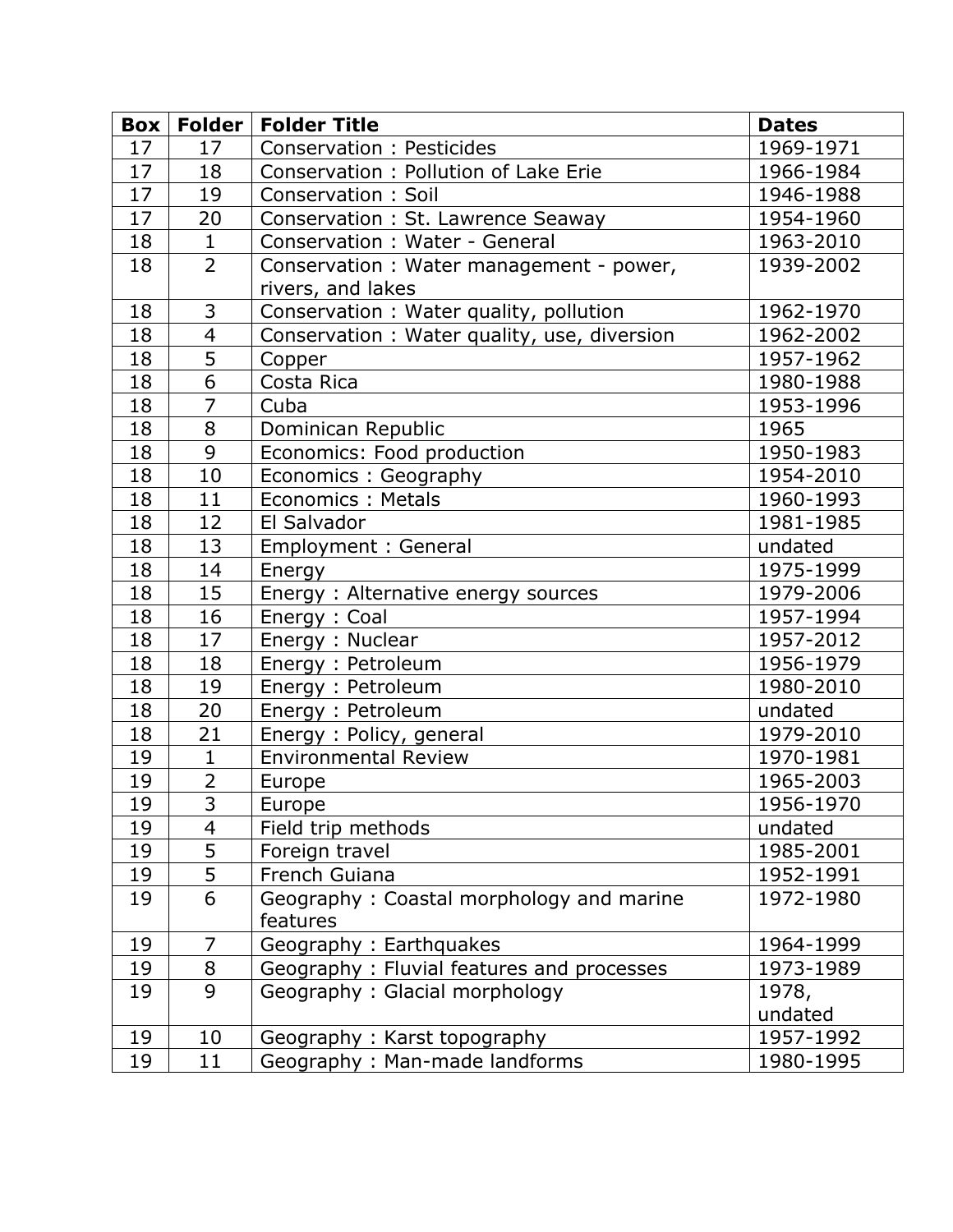| Box | Folder | Folder Title | Dates |
|---|---|---|---|
| 17 | 17 | Conservation : Pesticides | 1969-1971 |
| 17 | 18 | Conservation : Pollution of Lake Erie | 1966-1984 |
| 17 | 19 | Conservation : Soil | 1946-1988 |
| 17 | 20 | Conservation : St. Lawrence Seaway | 1954-1960 |
| 18 | 1 | Conservation : Water - General | 1963-2010 |
| 18 | 2 | Conservation : Water management - power, rivers, and lakes | 1939-2002 |
| 18 | 3 | Conservation : Water quality, pollution | 1962-1970 |
| 18 | 4 | Conservation : Water quality, use, diversion | 1962-2002 |
| 18 | 5 | Copper | 1957-1962 |
| 18 | 6 | Costa Rica | 1980-1988 |
| 18 | 7 | Cuba | 1953-1996 |
| 18 | 8 | Dominican Republic | 1965 |
| 18 | 9 | Economics: Food production | 1950-1983 |
| 18 | 10 | Economics : Geography | 1954-2010 |
| 18 | 11 | Economics : Metals | 1960-1993 |
| 18 | 12 | El Salvador | 1981-1985 |
| 18 | 13 | Employment : General | undated |
| 18 | 14 | Energy | 1975-1999 |
| 18 | 15 | Energy : Alternative energy sources | 1979-2006 |
| 18 | 16 | Energy : Coal | 1957-1994 |
| 18 | 17 | Energy : Nuclear | 1957-2012 |
| 18 | 18 | Energy : Petroleum | 1956-1979 |
| 18 | 19 | Energy : Petroleum | 1980-2010 |
| 18 | 20 | Energy : Petroleum | undated |
| 18 | 21 | Energy : Policy, general | 1979-2010 |
| 19 | 1 | Environmental Review | 1970-1981 |
| 19 | 2 | Europe | 1965-2003 |
| 19 | 3 | Europe | 1956-1970 |
| 19 | 4 | Field trip methods | undated |
| 19 | 5 | Foreign travel | 1985-2001 |
| 19 | 5 | French Guiana | 1952-1991 |
| 19 | 6 | Geography : Coastal morphology and marine features | 1972-1980 |
| 19 | 7 | Geography : Earthquakes | 1964-1999 |
| 19 | 8 | Geography : Fluvial features and processes | 1973-1989 |
| 19 | 9 | Geography : Glacial morphology | 1978, undated |
| 19 | 10 | Geography : Karst topography | 1957-1992 |
| 19 | 11 | Geography : Man-made landforms | 1980-1995 |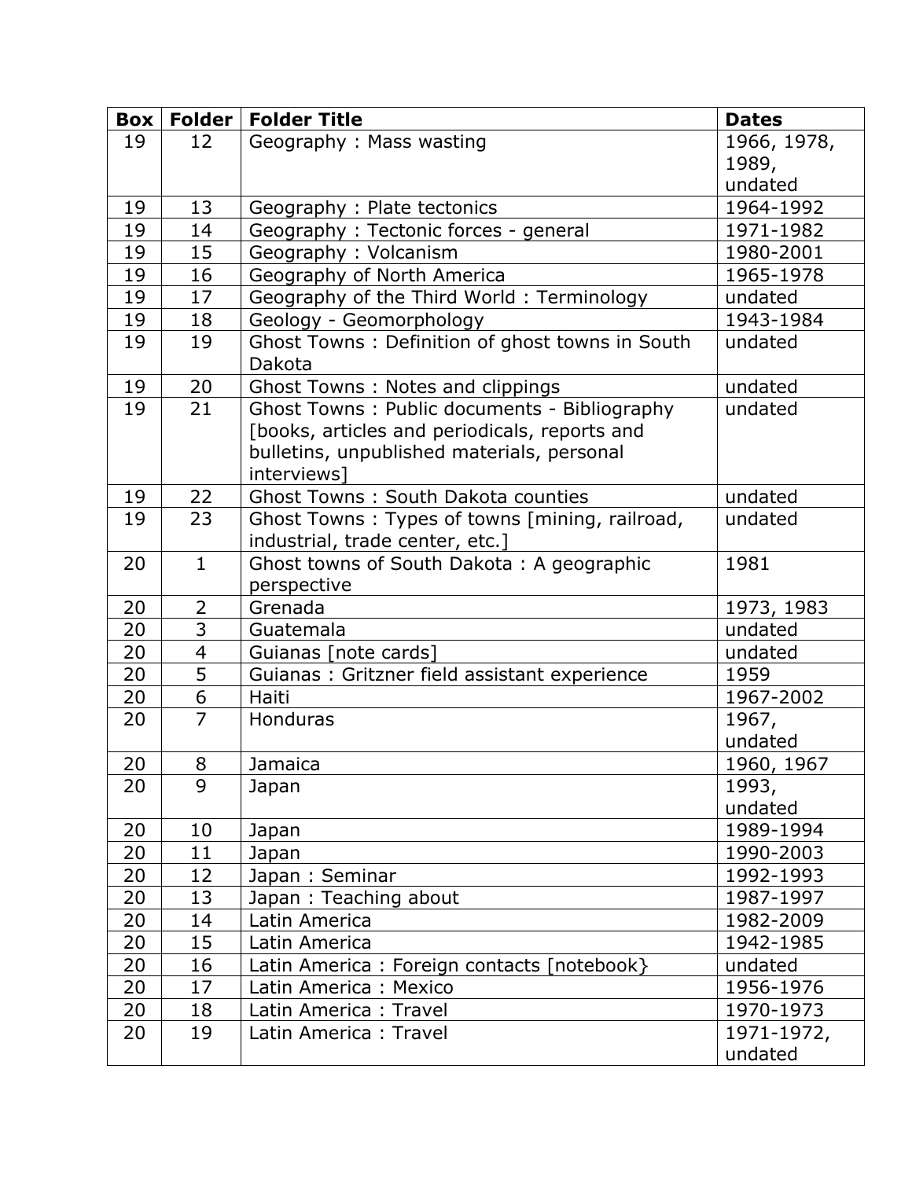| Box | Folder | Folder Title | Dates |
| --- | --- | --- | --- |
| 19 | 12 | Geography : Mass wasting | 1966, 1978, 1989, undated |
| 19 | 13 | Geography : Plate tectonics | 1964-1992 |
| 19 | 14 | Geography : Tectonic forces - general | 1971-1982 |
| 19 | 15 | Geography : Volcanism | 1980-2001 |
| 19 | 16 | Geography of North America | 1965-1978 |
| 19 | 17 | Geography of the Third World : Terminology | undated |
| 19 | 18 | Geology - Geomorphology | 1943-1984 |
| 19 | 19 | Ghost Towns : Definition of ghost towns in South Dakota | undated |
| 19 | 20 | Ghost Towns : Notes and clippings | undated |
| 19 | 21 | Ghost Towns : Public documents - Bibliography [books, articles and periodicals, reports and bulletins, unpublished materials, personal interviews] | undated |
| 19 | 22 | Ghost Towns : South Dakota counties | undated |
| 19 | 23 | Ghost Towns : Types of towns [mining, railroad, industrial, trade center, etc.] | undated |
| 20 | 1 | Ghost towns of South Dakota : A geographic perspective | 1981 |
| 20 | 2 | Grenada | 1973, 1983 |
| 20 | 3 | Guatemala | undated |
| 20 | 4 | Guianas [note cards] | undated |
| 20 | 5 | Guianas : Gritzner field assistant experience | 1959 |
| 20 | 6 | Haiti | 1967-2002 |
| 20 | 7 | Honduras | 1967, undated |
| 20 | 8 | Jamaica | 1960, 1967 |
| 20 | 9 | Japan | 1993, undated |
| 20 | 10 | Japan | 1989-1994 |
| 20 | 11 | Japan | 1990-2003 |
| 20 | 12 | Japan : Seminar | 1992-1993 |
| 20 | 13 | Japan : Teaching about | 1987-1997 |
| 20 | 14 | Latin America | 1982-2009 |
| 20 | 15 | Latin America | 1942-1985 |
| 20 | 16 | Latin America : Foreign contacts [notebook} | undated |
| 20 | 17 | Latin America : Mexico | 1956-1976 |
| 20 | 18 | Latin America : Travel | 1970-1973 |
| 20 | 19 | Latin America : Travel | 1971-1972, undated |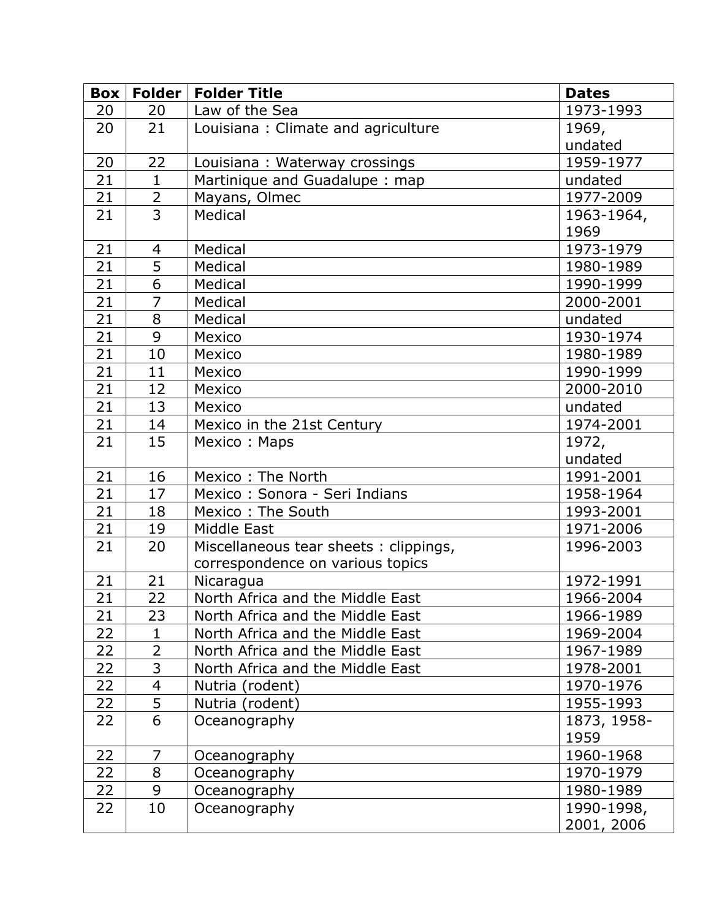| Box | Folder | Folder Title | Dates |
|---|---|---|---|
| 20 | 20 | Law of the Sea | 1973-1993 |
| 20 | 21 | Louisiana : Climate and agriculture | 1969, undated |
| 20 | 22 | Louisiana : Waterway crossings | 1959-1977 |
| 21 | 1 | Martinique and Guadalupe : map | undated |
| 21 | 2 | Mayans, Olmec | 1977-2009 |
| 21 | 3 | Medical | 1963-1964, 1969 |
| 21 | 4 | Medical | 1973-1979 |
| 21 | 5 | Medical | 1980-1989 |
| 21 | 6 | Medical | 1990-1999 |
| 21 | 7 | Medical | 2000-2001 |
| 21 | 8 | Medical | undated |
| 21 | 9 | Mexico | 1930-1974 |
| 21 | 10 | Mexico | 1980-1989 |
| 21 | 11 | Mexico | 1990-1999 |
| 21 | 12 | Mexico | 2000-2010 |
| 21 | 13 | Mexico | undated |
| 21 | 14 | Mexico in the 21st Century | 1974-2001 |
| 21 | 15 | Mexico : Maps | 1972, undated |
| 21 | 16 | Mexico : The North | 1991-2001 |
| 21 | 17 | Mexico : Sonora - Seri Indians | 1958-1964 |
| 21 | 18 | Mexico : The South | 1993-2001 |
| 21 | 19 | Middle East | 1971-2006 |
| 21 | 20 | Miscellaneous tear sheets : clippings, correspondence on various topics | 1996-2003 |
| 21 | 21 | Nicaragua | 1972-1991 |
| 21 | 22 | North Africa and the Middle East | 1966-2004 |
| 21 | 23 | North Africa and the Middle East | 1966-1989 |
| 22 | 1 | North Africa and the Middle East | 1969-2004 |
| 22 | 2 | North Africa and the Middle East | 1967-1989 |
| 22 | 3 | North Africa and the Middle East | 1978-2001 |
| 22 | 4 | Nutria (rodent) | 1970-1976 |
| 22 | 5 | Nutria (rodent) | 1955-1993 |
| 22 | 6 | Oceanography | 1873, 1958-1959 |
| 22 | 7 | Oceanography | 1960-1968 |
| 22 | 8 | Oceanography | 1970-1979 |
| 22 | 9 | Oceanography | 1980-1989 |
| 22 | 10 | Oceanography | 1990-1998, 2001, 2006 |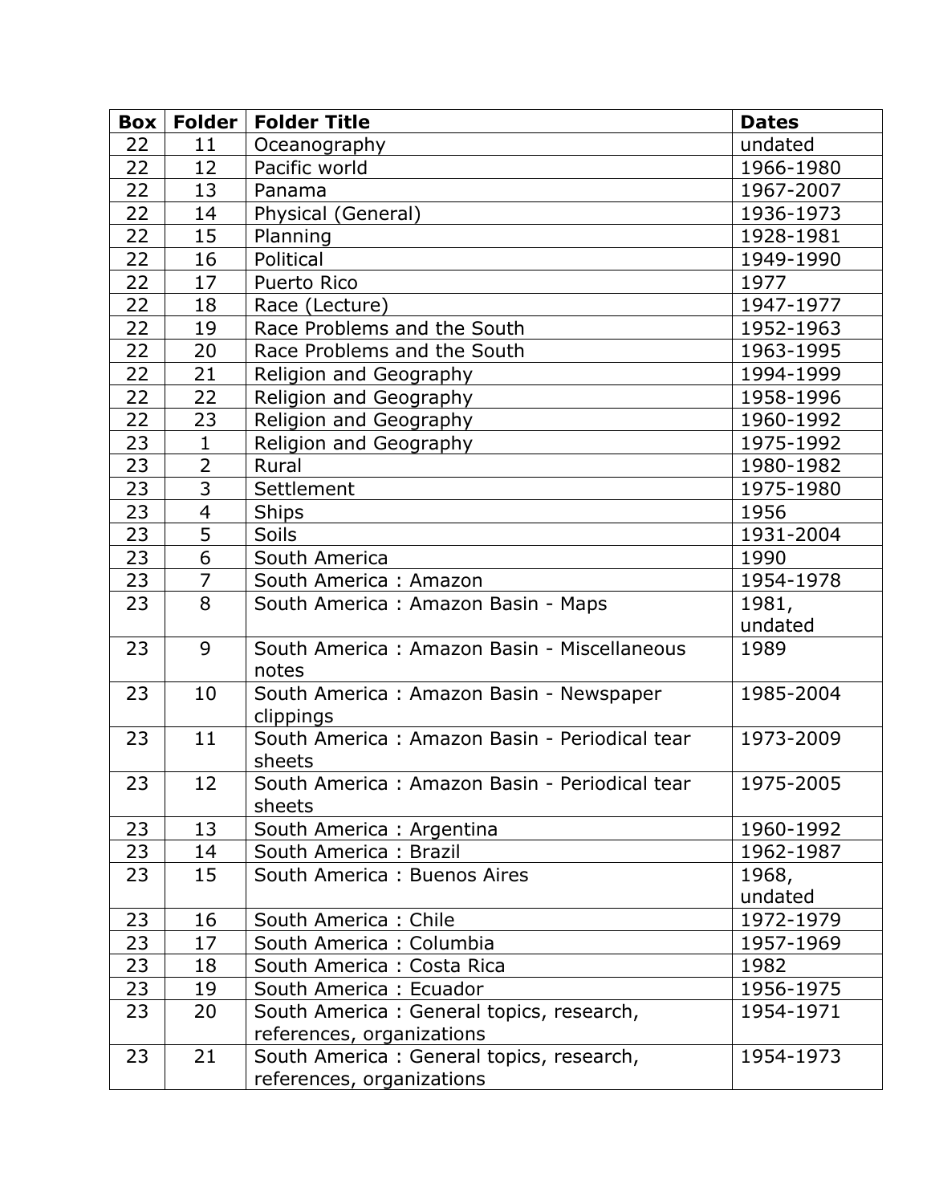| Box | Folder | Folder Title | Dates |
|---|---|---|---|
| 22 | 11 | Oceanography | undated |
| 22 | 12 | Pacific world | 1966-1980 |
| 22 | 13 | Panama | 1967-2007 |
| 22 | 14 | Physical (General) | 1936-1973 |
| 22 | 15 | Planning | 1928-1981 |
| 22 | 16 | Political | 1949-1990 |
| 22 | 17 | Puerto Rico | 1977 |
| 22 | 18 | Race (Lecture) | 1947-1977 |
| 22 | 19 | Race Problems and the South | 1952-1963 |
| 22 | 20 | Race Problems and the South | 1963-1995 |
| 22 | 21 | Religion and Geography | 1994-1999 |
| 22 | 22 | Religion and Geography | 1958-1996 |
| 22 | 23 | Religion and Geography | 1960-1992 |
| 23 | 1 | Religion and Geography | 1975-1992 |
| 23 | 2 | Rural | 1980-1982 |
| 23 | 3 | Settlement | 1975-1980 |
| 23 | 4 | Ships | 1956 |
| 23 | 5 | Soils | 1931-2004 |
| 23 | 6 | South America | 1990 |
| 23 | 7 | South America : Amazon | 1954-1978 |
| 23 | 8 | South America : Amazon Basin - Maps | 1981, undated |
| 23 | 9 | South America : Amazon Basin - Miscellaneous notes | 1989 |
| 23 | 10 | South America : Amazon Basin - Newspaper clippings | 1985-2004 |
| 23 | 11 | South America : Amazon Basin - Periodical tear sheets | 1973-2009 |
| 23 | 12 | South America : Amazon Basin - Periodical tear sheets | 1975-2005 |
| 23 | 13 | South America : Argentina | 1960-1992 |
| 23 | 14 | South America : Brazil | 1962-1987 |
| 23 | 15 | South America : Buenos Aires | 1968, undated |
| 23 | 16 | South America : Chile | 1972-1979 |
| 23 | 17 | South America : Columbia | 1957-1969 |
| 23 | 18 | South America : Costa Rica | 1982 |
| 23 | 19 | South America : Ecuador | 1956-1975 |
| 23 | 20 | South America : General topics, research, references, organizations | 1954-1971 |
| 23 | 21 | South America : General topics, research, references, organizations | 1954-1973 |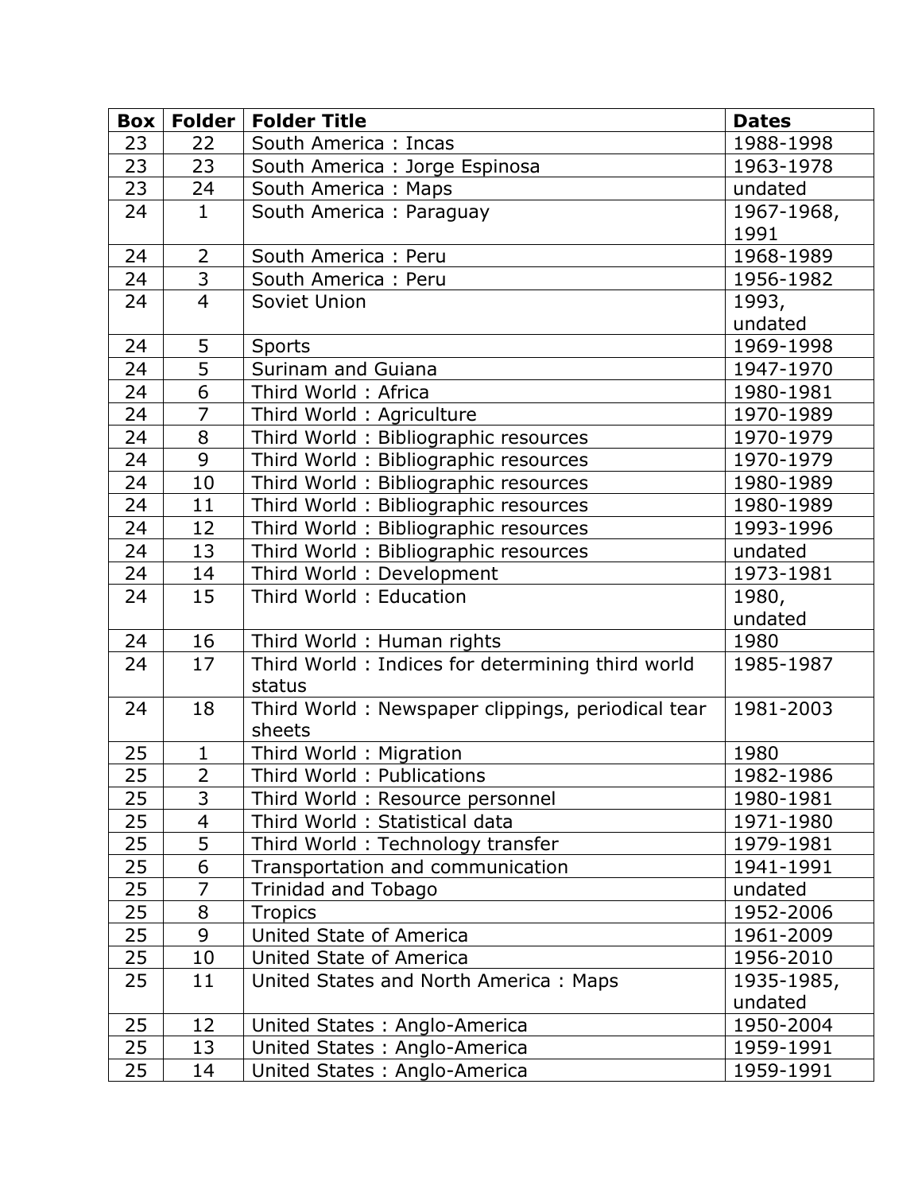| Box | Folder | Folder Title | Dates |
|---|---|---|---|
| 23 | 22 | South America : Incas | 1988-1998 |
| 23 | 23 | South America : Jorge Espinosa | 1963-1978 |
| 23 | 24 | South America : Maps | undated |
| 24 | 1 | South America : Paraguay | 1967-1968, 1991 |
| 24 | 2 | South America : Peru | 1968-1989 |
| 24 | 3 | South America : Peru | 1956-1982 |
| 24 | 4 | Soviet Union | 1993, undated |
| 24 | 5 | Sports | 1969-1998 |
| 24 | 5 | Surinam and Guiana | 1947-1970 |
| 24 | 6 | Third World : Africa | 1980-1981 |
| 24 | 7 | Third World : Agriculture | 1970-1989 |
| 24 | 8 | Third World : Bibliographic resources | 1970-1979 |
| 24 | 9 | Third World : Bibliographic resources | 1970-1979 |
| 24 | 10 | Third World : Bibliographic resources | 1980-1989 |
| 24 | 11 | Third World : Bibliographic resources | 1980-1989 |
| 24 | 12 | Third World : Bibliographic resources | 1993-1996 |
| 24 | 13 | Third World : Bibliographic resources | undated |
| 24 | 14 | Third World : Development | 1973-1981 |
| 24 | 15 | Third World : Education | 1980, undated |
| 24 | 16 | Third World : Human rights | 1980 |
| 24 | 17 | Third World : Indices for determining third world status | 1985-1987 |
| 24 | 18 | Third World : Newspaper clippings, periodical tear sheets | 1981-2003 |
| 25 | 1 | Third World : Migration | 1980 |
| 25 | 2 | Third World : Publications | 1982-1986 |
| 25 | 3 | Third World : Resource personnel | 1980-1981 |
| 25 | 4 | Third World : Statistical data | 1971-1980 |
| 25 | 5 | Third World : Technology transfer | 1979-1981 |
| 25 | 6 | Transportation and communication | 1941-1991 |
| 25 | 7 | Trinidad and Tobago | undated |
| 25 | 8 | Tropics | 1952-2006 |
| 25 | 9 | United State of America | 1961-2009 |
| 25 | 10 | United State of America | 1956-2010 |
| 25 | 11 | United States and North America : Maps | 1935-1985, undated |
| 25 | 12 | United States : Anglo-America | 1950-2004 |
| 25 | 13 | United States : Anglo-America | 1959-1991 |
| 25 | 14 | United States : Anglo-America | 1959-1991 |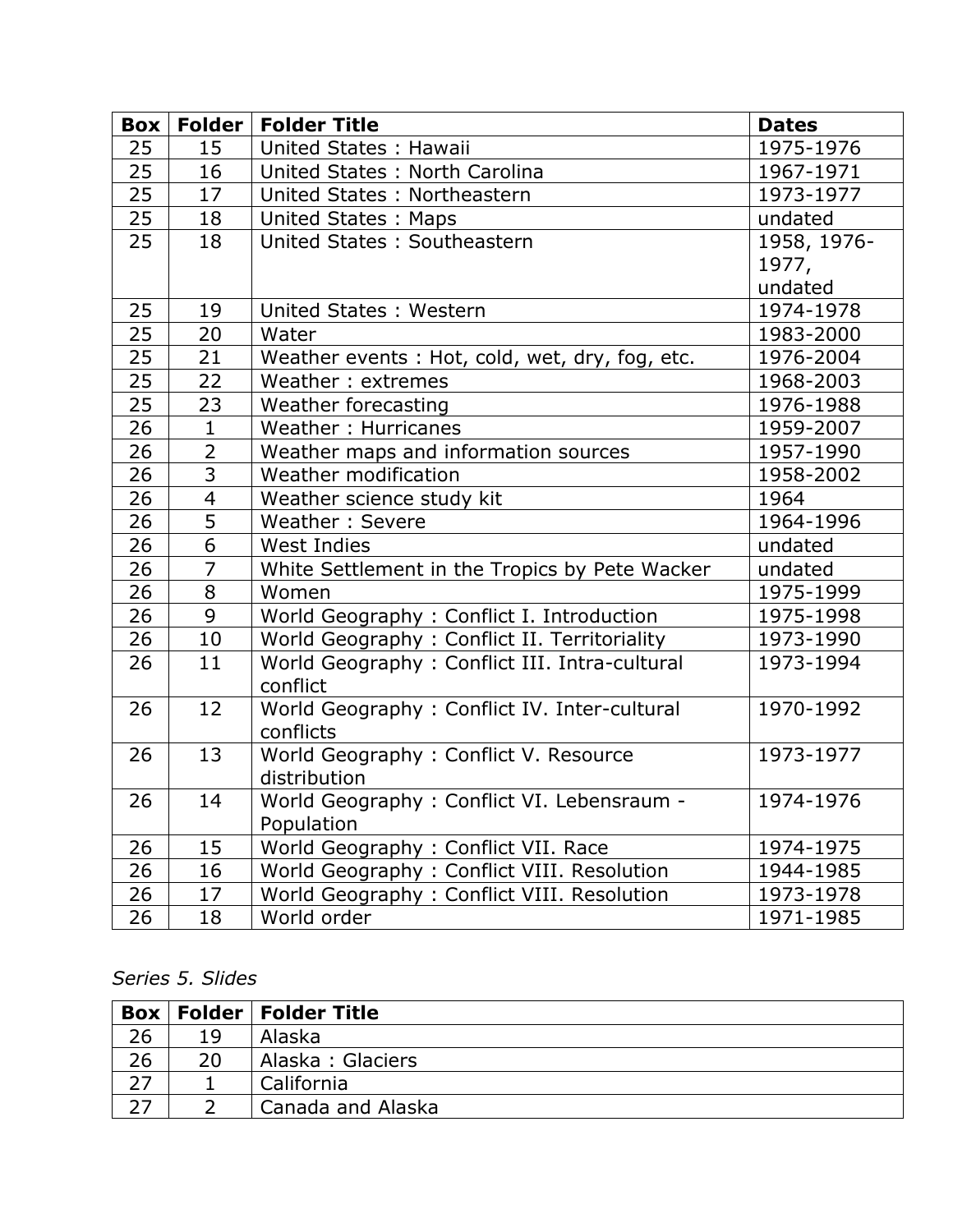| Box | Folder | Folder Title | Dates |
|---|---|---|---|
| 25 | 15 | United States : Hawaii | 1975-1976 |
| 25 | 16 | United States : North Carolina | 1967-1971 |
| 25 | 17 | United States : Northeastern | 1973-1977 |
| 25 | 18 | United States : Maps | undated |
| 25 | 18 | United States : Southeastern | 1958, 1976-1977, undated |
| 25 | 19 | United States : Western | 1974-1978 |
| 25 | 20 | Water | 1983-2000 |
| 25 | 21 | Weather events : Hot, cold, wet, dry, fog, etc. | 1976-2004 |
| 25 | 22 | Weather : extremes | 1968-2003 |
| 25 | 23 | Weather forecasting | 1976-1988 |
| 26 | 1 | Weather : Hurricanes | 1959-2007 |
| 26 | 2 | Weather maps and information sources | 1957-1990 |
| 26 | 3 | Weather modification | 1958-2002 |
| 26 | 4 | Weather science study kit | 1964 |
| 26 | 5 | Weather : Severe | 1964-1996 |
| 26 | 6 | West Indies | undated |
| 26 | 7 | White Settlement in the Tropics by Pete Wacker | undated |
| 26 | 8 | Women | 1975-1999 |
| 26 | 9 | World Geography : Conflict I. Introduction | 1975-1998 |
| 26 | 10 | World Geography : Conflict II. Territoriality | 1973-1990 |
| 26 | 11 | World Geography : Conflict III. Intra-cultural conflict | 1973-1994 |
| 26 | 12 | World Geography : Conflict IV. Inter-cultural conflicts | 1970-1992 |
| 26 | 13 | World Geography : Conflict V. Resource distribution | 1973-1977 |
| 26 | 14 | World Geography : Conflict VI. Lebensraum - Population | 1974-1976 |
| 26 | 15 | World Geography : Conflict VII. Race | 1974-1975 |
| 26 | 16 | World Geography : Conflict VIII. Resolution | 1944-1985 |
| 26 | 17 | World Geography : Conflict VIII. Resolution | 1973-1978 |
| 26 | 18 | World order | 1971-1985 |

*Series 5. Slides*

| Box | Folder | Folder Title |
|---|---|---|
| 26 | 19 | Alaska |
| 26 | 20 | Alaska : Glaciers |
| 27 | 1 | California |
| 27 | 2 | Canada and Alaska |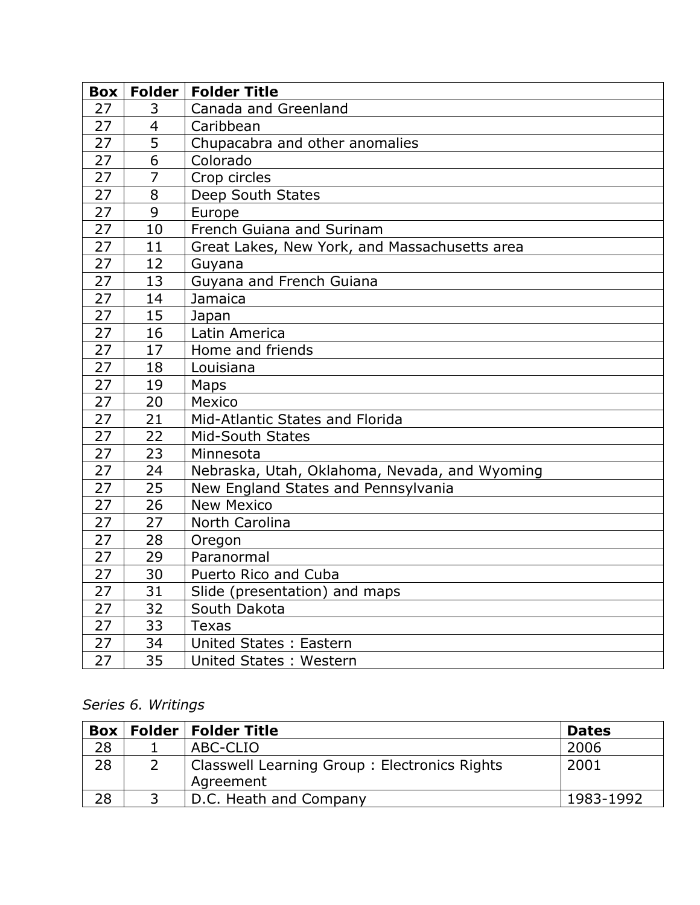| Box | Folder | Folder Title |
|---|---|---|
| 27 | 3 | Canada and Greenland |
| 27 | 4 | Caribbean |
| 27 | 5 | Chupacabra and other anomalies |
| 27 | 6 | Colorado |
| 27 | 7 | Crop circles |
| 27 | 8 | Deep South States |
| 27 | 9 | Europe |
| 27 | 10 | French Guiana and Surinam |
| 27 | 11 | Great Lakes, New York, and Massachusetts area |
| 27 | 12 | Guyana |
| 27 | 13 | Guyana and French Guiana |
| 27 | 14 | Jamaica |
| 27 | 15 | Japan |
| 27 | 16 | Latin America |
| 27 | 17 | Home and friends |
| 27 | 18 | Louisiana |
| 27 | 19 | Maps |
| 27 | 20 | Mexico |
| 27 | 21 | Mid-Atlantic States and Florida |
| 27 | 22 | Mid-South States |
| 27 | 23 | Minnesota |
| 27 | 24 | Nebraska, Utah, Oklahoma, Nevada, and Wyoming |
| 27 | 25 | New England States and Pennsylvania |
| 27 | 26 | New Mexico |
| 27 | 27 | North Carolina |
| 27 | 28 | Oregon |
| 27 | 29 | Paranormal |
| 27 | 30 | Puerto Rico and Cuba |
| 27 | 31 | Slide (presentation) and maps |
| 27 | 32 | South Dakota |
| 27 | 33 | Texas |
| 27 | 34 | United States : Eastern |
| 27 | 35 | United States : Western |

*Series 6. Writings*

| Box | Folder | Folder Title | Dates |
|---|---|---|---|
| 28 | 1 | ABC-CLIO | 2006 |
| 28 | 2 | Classwell Learning Group : Electronics Rights Agreement | 2001 |
| 28 | 3 | D.C. Heath and Company | 1983-1992 |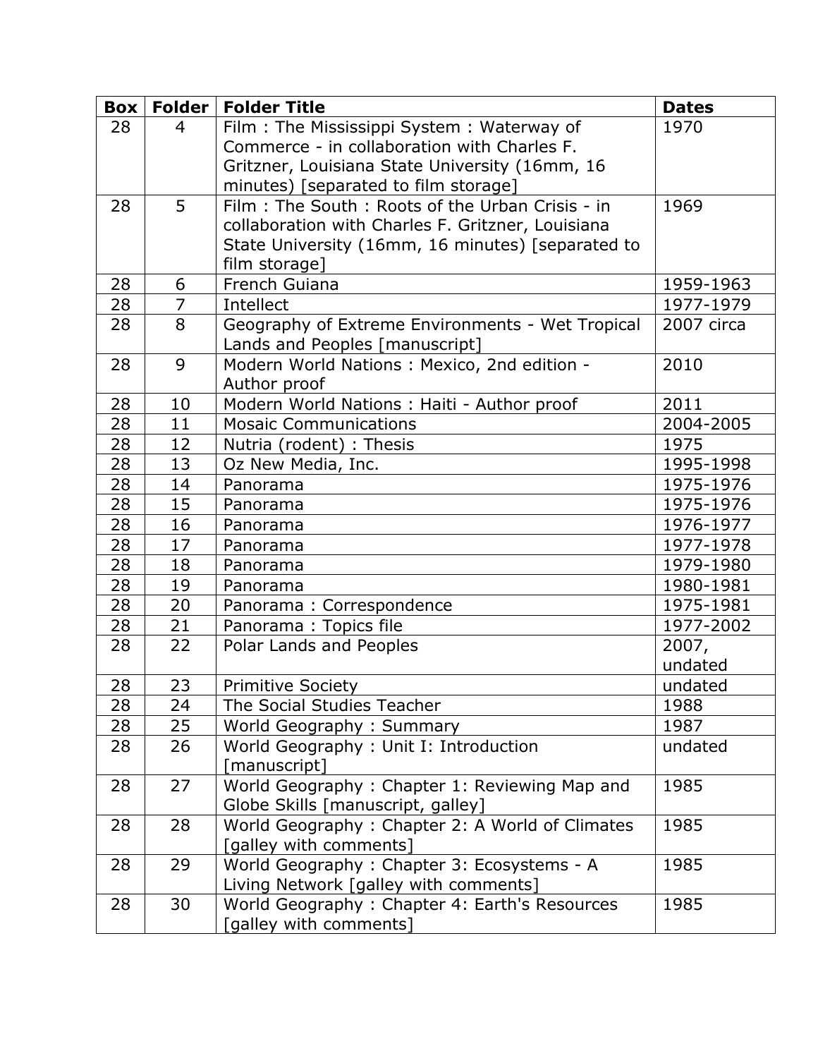| Box | Folder | Folder Title | Dates |
| --- | --- | --- | --- |
| 28 | 4 | Film : The Mississippi System : Waterway of Commerce - in collaboration with Charles F. Gritzner, Louisiana State University (16mm, 16 minutes) [separated to film storage] | 1970 |
| 28 | 5 | Film : The South : Roots of the Urban Crisis - in collaboration with Charles F. Gritzner, Louisiana State University (16mm, 16 minutes) [separated to film storage] | 1969 |
| 28 | 6 | French Guiana | 1959-1963 |
| 28 | 7 | Intellect | 1977-1979 |
| 28 | 8 | Geography of Extreme Environments - Wet Tropical Lands and Peoples [manuscript] | 2007 circa |
| 28 | 9 | Modern World Nations : Mexico, 2nd edition - Author proof | 2010 |
| 28 | 10 | Modern World Nations : Haiti - Author proof | 2011 |
| 28 | 11 | Mosaic Communications | 2004-2005 |
| 28 | 12 | Nutria (rodent) : Thesis | 1975 |
| 28 | 13 | Oz New Media, Inc. | 1995-1998 |
| 28 | 14 | Panorama | 1975-1976 |
| 28 | 15 | Panorama | 1975-1976 |
| 28 | 16 | Panorama | 1976-1977 |
| 28 | 17 | Panorama | 1977-1978 |
| 28 | 18 | Panorama | 1979-1980 |
| 28 | 19 | Panorama | 1980-1981 |
| 28 | 20 | Panorama : Correspondence | 1975-1981 |
| 28 | 21 | Panorama : Topics file | 1977-2002 |
| 28 | 22 | Polar Lands and Peoples | 2007, undated |
| 28 | 23 | Primitive Society | undated |
| 28 | 24 | The Social Studies Teacher | 1988 |
| 28 | 25 | World Geography : Summary | 1987 |
| 28 | 26 | World Geography : Unit I: Introduction [manuscript] | undated |
| 28 | 27 | World Geography : Chapter 1: Reviewing Map and Globe Skills [manuscript, galley] | 1985 |
| 28 | 28 | World Geography : Chapter 2: A World of Climates [galley with comments] | 1985 |
| 28 | 29 | World Geography : Chapter 3: Ecosystems - A Living Network [galley with comments] | 1985 |
| 28 | 30 | World Geography : Chapter 4: Earth's Resources [galley with comments] | 1985 |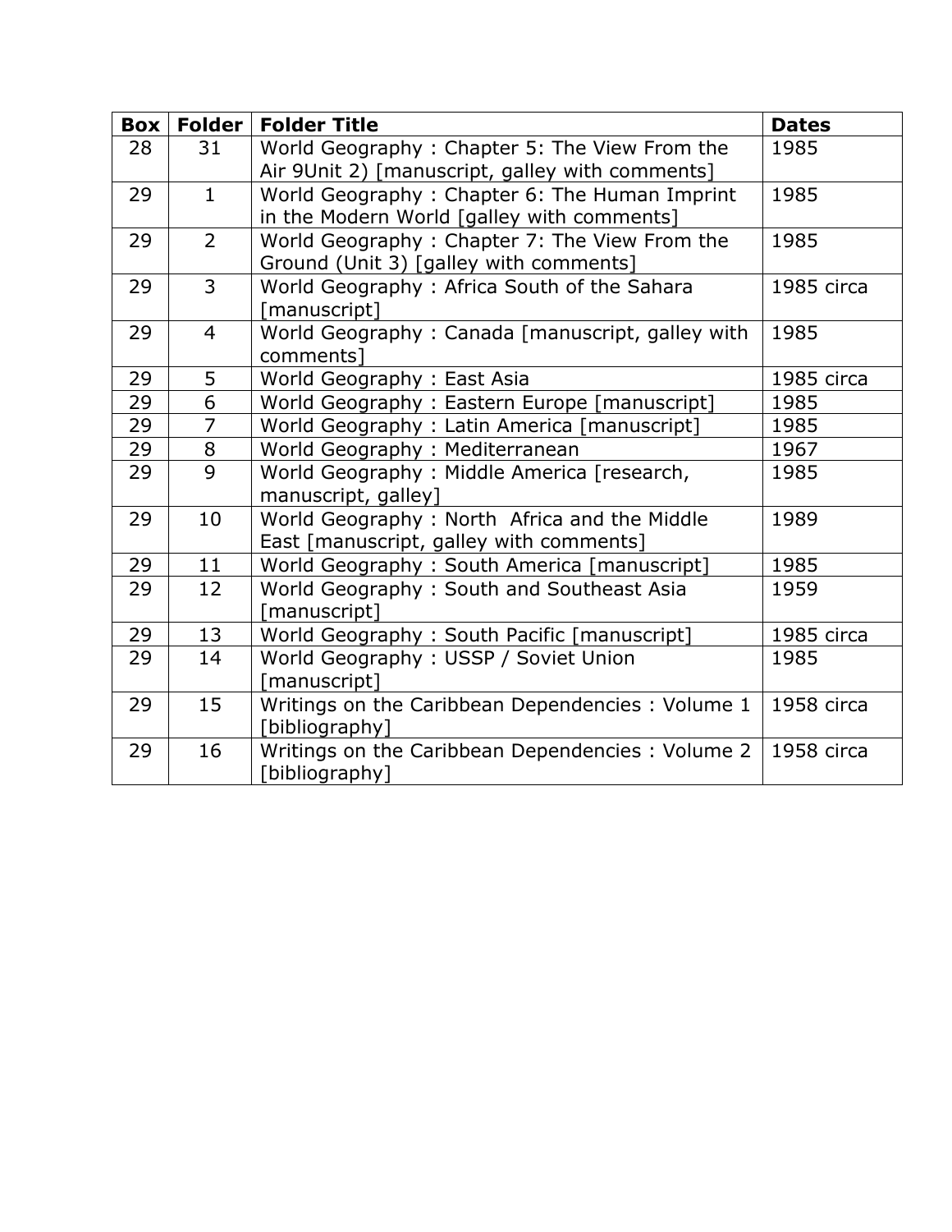| Box | Folder | Folder Title | Dates |
|---|---|---|---|
| 28 | 31 | World Geography : Chapter 5: The View From the Air 9Unit 2) [manuscript, galley with comments] | 1985 |
| 29 | 1 | World Geography : Chapter 6: The Human Imprint in the Modern World [galley with comments] | 1985 |
| 29 | 2 | World Geography : Chapter 7: The View From the Ground (Unit 3) [galley with comments] | 1985 |
| 29 | 3 | World Geography : Africa South of the Sahara [manuscript] | 1985 circa |
| 29 | 4 | World Geography : Canada [manuscript, galley with comments] | 1985 |
| 29 | 5 | World Geography : East Asia | 1985 circa |
| 29 | 6 | World Geography : Eastern Europe [manuscript] | 1985 |
| 29 | 7 | World Geography : Latin America [manuscript] | 1985 |
| 29 | 8 | World Geography : Mediterranean | 1967 |
| 29 | 9 | World Geography : Middle America [research, manuscript, galley] | 1985 |
| 29 | 10 | World Geography : North Africa and the Middle East [manuscript, galley with comments] | 1989 |
| 29 | 11 | World Geography : South America [manuscript] | 1985 |
| 29 | 12 | World Geography : South and Southeast Asia [manuscript] | 1959 |
| 29 | 13 | World Geography : South Pacific [manuscript] | 1985 circa |
| 29 | 14 | World Geography : USSP / Soviet Union [manuscript] | 1985 |
| 29 | 15 | Writings on the Caribbean Dependencies : Volume 1 [bibliography] | 1958 circa |
| 29 | 16 | Writings on the Caribbean Dependencies : Volume 2 [bibliography] | 1958 circa |